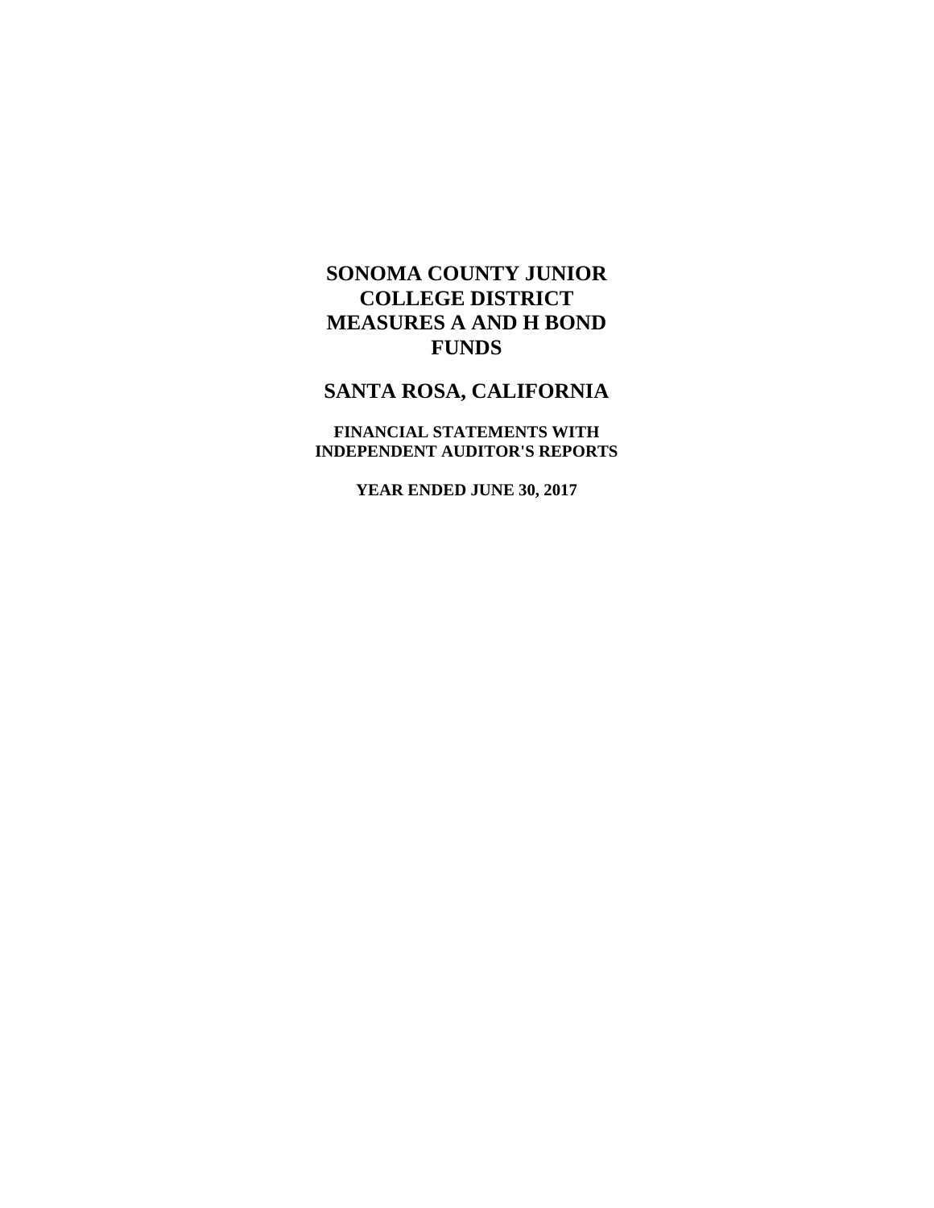# SONOMA COUNTY JUNIOR COLLEGE DISTRICT MEASURES A AND H BOND FUNDS

## SANTA ROSA, CALIFORNIA

### FINANCIAL STATEMENTS WITH INDEPENDENT AUDITOR'S REPORTS

### YEAR ENDED JUNE 30, 2017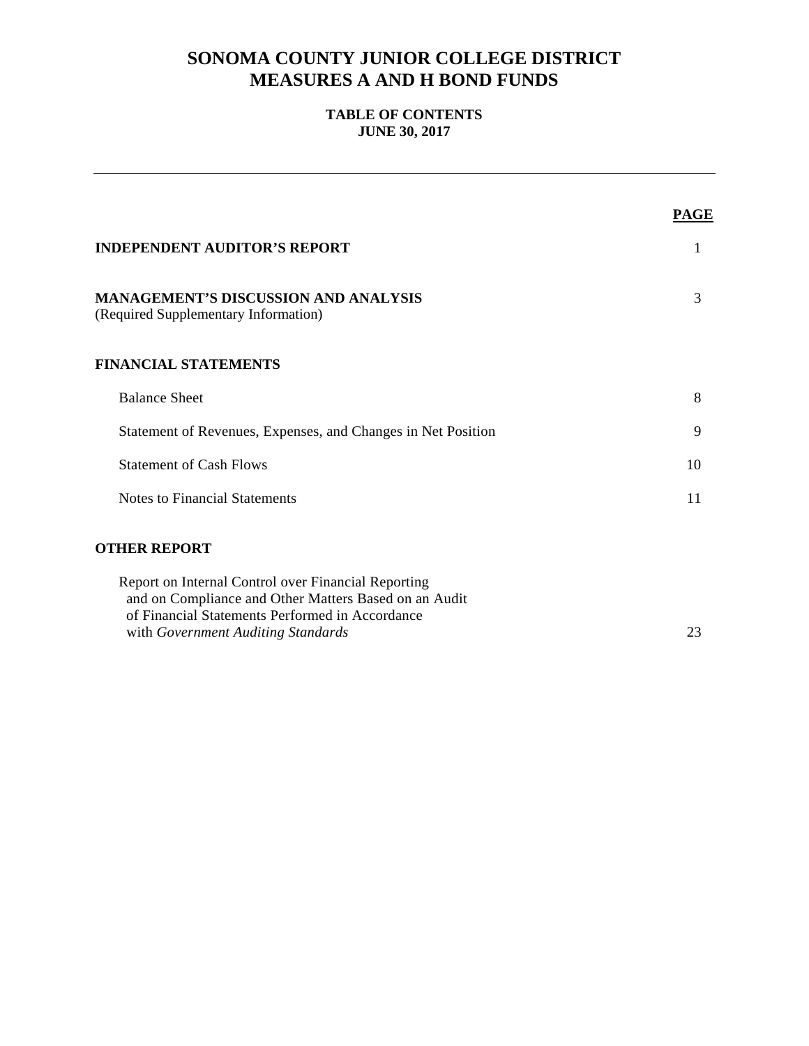# SONOMA COUNTY JUNIOR COLLEGE DISTRICT
# MEASURES A AND H BOND FUNDS

### TABLE OF CONTENTS
### JUNE 30, 2017

---

| | PAGE |
|---|---|
| **INDEPENDENT AUDITOR'S REPORT** | 1 |
| **MANAGEMENT'S DISCUSSION AND ANALYSIS** (Required Supplementary Information) | 3 |
| **FINANCIAL STATEMENTS** | |
| Balance Sheet | 8 |
| Statement of Revenues, Expenses, and Changes in Net Position | 9 |
| Statement of Cash Flows | 10 |
| Notes to Financial Statements | 11 |
| **OTHER REPORT** | |
| Report on Internal Control over Financial Reporting and on Compliance and Other Matters Based on an Audit of Financial Statements Performed in Accordance with *Government Auditing Standards* | 23 |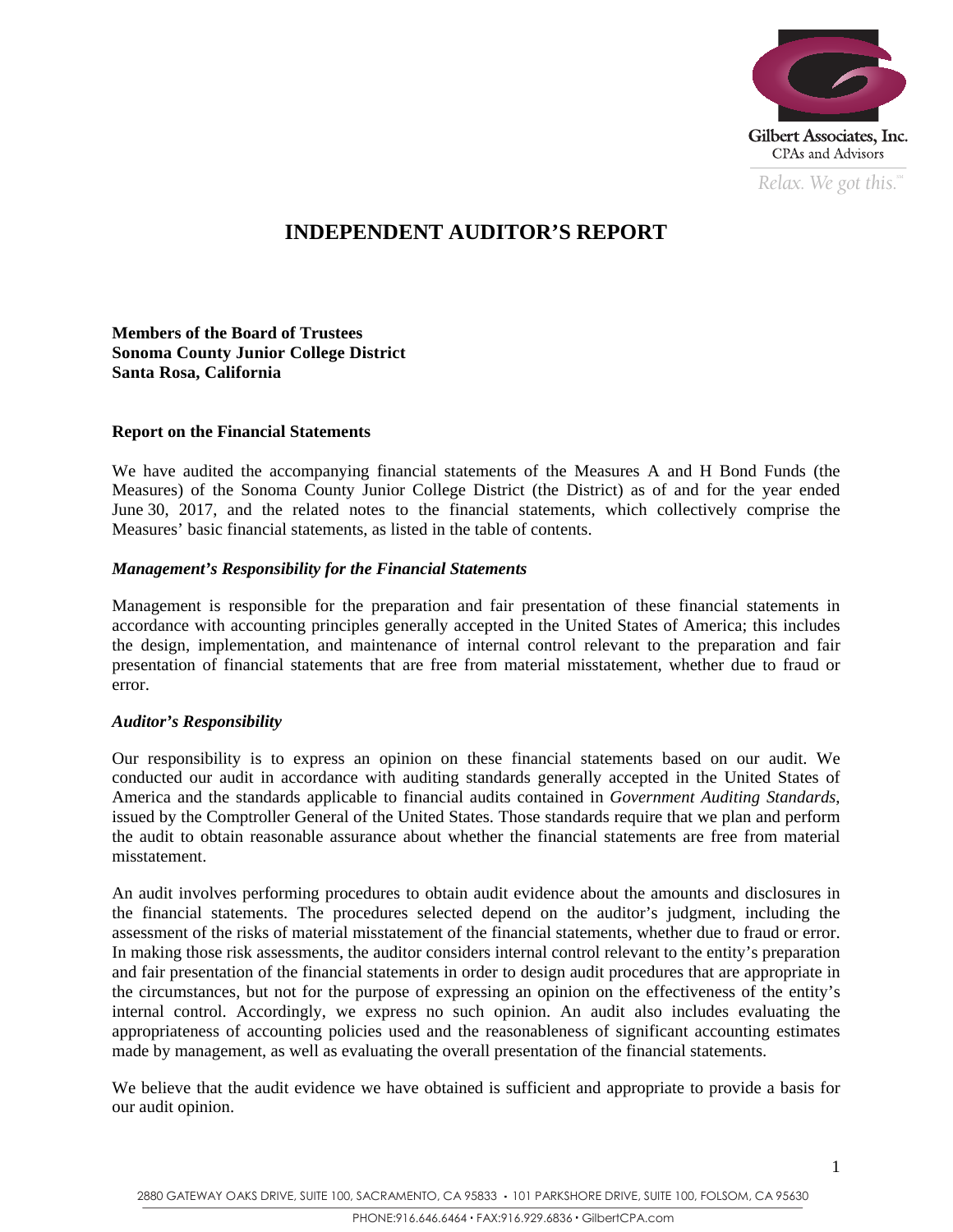Gilbert Associates, Inc.
CPAs and Advisors
*Relax. We got this.*℠

# INDEPENDENT AUDITOR'S REPORT

**Members of the Board of Trustees**
**Sonoma County Junior College District**
**Santa Rosa, California**

### Report on the Financial Statements

We have audited the accompanying financial statements of the Measures A and H Bond Funds (the Measures) of the Sonoma County Junior College District (the District) as of and for the year ended June 30, 2017, and the related notes to the financial statements, which collectively comprise the Measures' basic financial statements, as listed in the table of contents.

#### *Management's Responsibility for the Financial Statements*

Management is responsible for the preparation and fair presentation of these financial statements in accordance with accounting principles generally accepted in the United States of America; this includes the design, implementation, and maintenance of internal control relevant to the preparation and fair presentation of financial statements that are free from material misstatement, whether due to fraud or error.

#### *Auditor's Responsibility*

Our responsibility is to express an opinion on these financial statements based on our audit. We conducted our audit in accordance with auditing standards generally accepted in the United States of America and the standards applicable to financial audits contained in *Government Auditing Standards*, issued by the Comptroller General of the United States. Those standards require that we plan and perform the audit to obtain reasonable assurance about whether the financial statements are free from material misstatement.

An audit involves performing procedures to obtain audit evidence about the amounts and disclosures in the financial statements. The procedures selected depend on the auditor's judgment, including the assessment of the risks of material misstatement of the financial statements, whether due to fraud or error. In making those risk assessments, the auditor considers internal control relevant to the entity's preparation and fair presentation of the financial statements in order to design audit procedures that are appropriate in the circumstances, but not for the purpose of expressing an opinion on the effectiveness of the entity's internal control. Accordingly, we express no such opinion. An audit also includes evaluating the appropriateness of accounting policies used and the reasonableness of significant accounting estimates made by management, as well as evaluating the overall presentation of the financial statements.

We believe that the audit evidence we have obtained is sufficient and appropriate to provide a basis for our audit opinion.

2880 GATEWAY OAKS DRIVE, SUITE 100, SACRAMENTO, CA 95833 • 101 PARKSHORE DRIVE, SUITE 100, FOLSOM, CA 95630
PHONE:916.646.6464 • FAX:916.929.6836 • GilbertCPA.com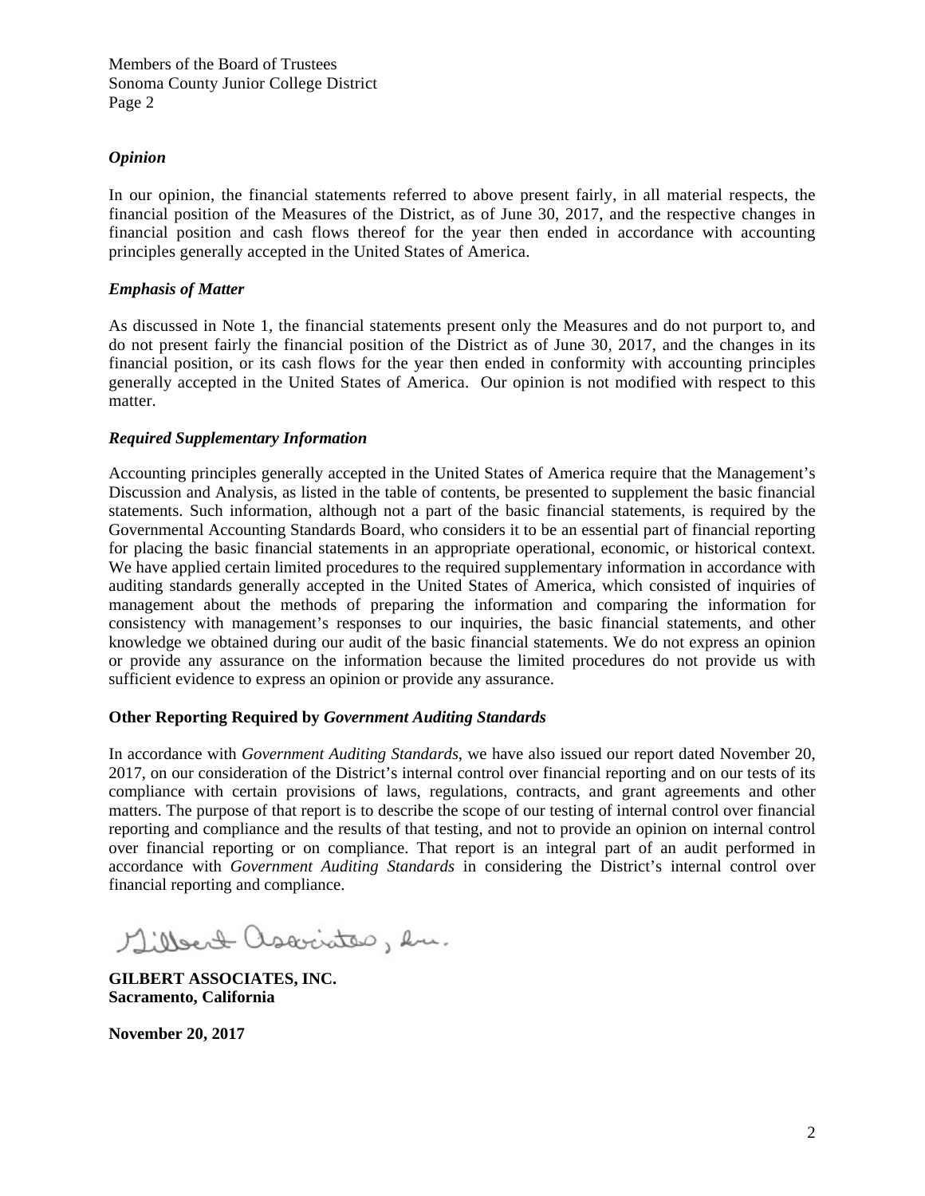Members of the Board of Trustees
Sonoma County Junior College District
Page 2

***Opinion***

In our opinion, the financial statements referred to above present fairly, in all material respects, the financial position of the Measures of the District, as of June 30, 2017, and the respective changes in financial position and cash flows thereof for the year then ended in accordance with accounting principles generally accepted in the United States of America.

***Emphasis of Matter***

As discussed in Note 1, the financial statements present only the Measures and do not purport to, and do not present fairly the financial position of the District as of June 30, 2017, and the changes in its financial position, or its cash flows for the year then ended in conformity with accounting principles generally accepted in the United States of America. Our opinion is not modified with respect to this matter.

***Required Supplementary Information***

Accounting principles generally accepted in the United States of America require that the Management's Discussion and Analysis, as listed in the table of contents, be presented to supplement the basic financial statements. Such information, although not a part of the basic financial statements, is required by the Governmental Accounting Standards Board, who considers it to be an essential part of financial reporting for placing the basic financial statements in an appropriate operational, economic, or historical context. We have applied certain limited procedures to the required supplementary information in accordance with auditing standards generally accepted in the United States of America, which consisted of inquiries of management about the methods of preparing the information and comparing the information for consistency with management's responses to our inquiries, the basic financial statements, and other knowledge we obtained during our audit of the basic financial statements. We do not express an opinion or provide any assurance on the information because the limited procedures do not provide us with sufficient evidence to express an opinion or provide any assurance.

**Other Reporting Required by *Government Auditing Standards***

In accordance with *Government Auditing Standards*, we have also issued our report dated November 20, 2017, on our consideration of the District's internal control over financial reporting and on our tests of its compliance with certain provisions of laws, regulations, contracts, and grant agreements and other matters. The purpose of that report is to describe the scope of our testing of internal control over financial reporting and compliance and the results of that testing, and not to provide an opinion on internal control over financial reporting or on compliance. That report is an integral part of an audit performed in accordance with *Government Auditing Standards* in considering the District's internal control over financial reporting and compliance.

Gilbert Associates, Inc.

**GILBERT ASSOCIATES, INC.**
**Sacramento, California**

**November 20, 2017**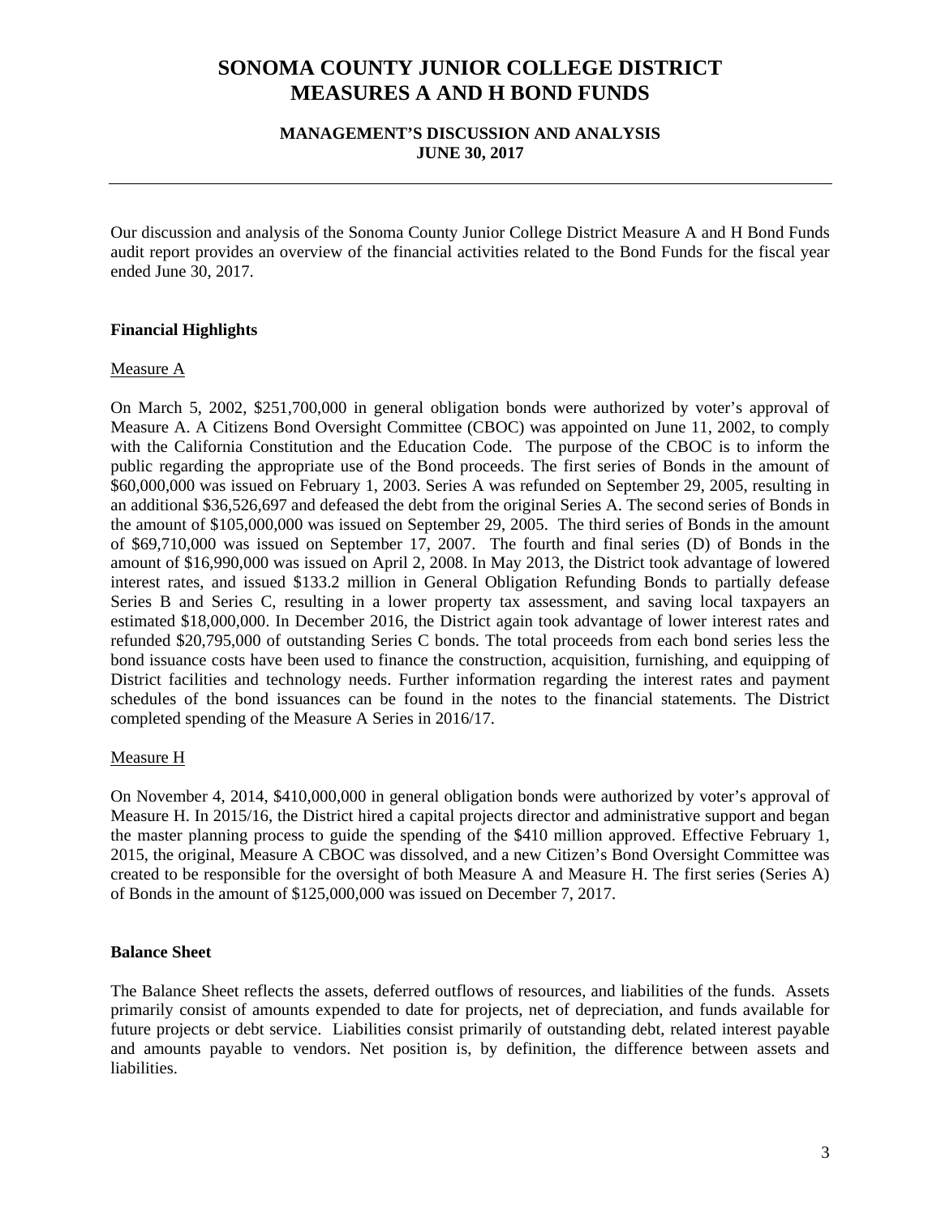# SONOMA COUNTY JUNIOR COLLEGE DISTRICT
# MEASURES A AND H BOND FUNDS

**MANAGEMENT'S DISCUSSION AND ANALYSIS**
**JUNE 30, 2017**

---

Our discussion and analysis of the Sonoma County Junior College District Measure A and H Bond Funds audit report provides an overview of the financial activities related to the Bond Funds for the fiscal year ended June 30, 2017.

## Financial Highlights

Measure A

On March 5, 2002, $251,700,000 in general obligation bonds were authorized by voter's approval of Measure A. A Citizens Bond Oversight Committee (CBOC) was appointed on June 11, 2002, to comply with the California Constitution and the Education Code. The purpose of the CBOC is to inform the public regarding the appropriate use of the Bond proceeds. The first series of Bonds in the amount of $60,000,000 was issued on February 1, 2003. Series A was refunded on September 29, 2005, resulting in an additional $36,526,697 and defeased the debt from the original Series A. The second series of Bonds in the amount of $105,000,000 was issued on September 29, 2005. The third series of Bonds in the amount of $69,710,000 was issued on September 17, 2007. The fourth and final series (D) of Bonds in the amount of $16,990,000 was issued on April 2, 2008. In May 2013, the District took advantage of lowered interest rates, and issued $133.2 million in General Obligation Refunding Bonds to partially defease Series B and Series C, resulting in a lower property tax assessment, and saving local taxpayers an estimated $18,000,000. In December 2016, the District again took advantage of lower interest rates and refunded $20,795,000 of outstanding Series C bonds. The total proceeds from each bond series less the bond issuance costs have been used to finance the construction, acquisition, furnishing, and equipping of District facilities and technology needs. Further information regarding the interest rates and payment schedules of the bond issuances can be found in the notes to the financial statements. The District completed spending of the Measure A Series in 2016/17.

Measure H

On November 4, 2014, $410,000,000 in general obligation bonds were authorized by voter's approval of Measure H. In 2015/16, the District hired a capital projects director and administrative support and began the master planning process to guide the spending of the $410 million approved. Effective February 1, 2015, the original, Measure A CBOC was dissolved, and a new Citizen's Bond Oversight Committee was created to be responsible for the oversight of both Measure A and Measure H. The first series (Series A) of Bonds in the amount of $125,000,000 was issued on December 7, 2017.

## Balance Sheet

The Balance Sheet reflects the assets, deferred outflows of resources, and liabilities of the funds. Assets primarily consist of amounts expended to date for projects, net of depreciation, and funds available for future projects or debt service. Liabilities consist primarily of outstanding debt, related interest payable and amounts payable to vendors. Net position is, by definition, the difference between assets and liabilities.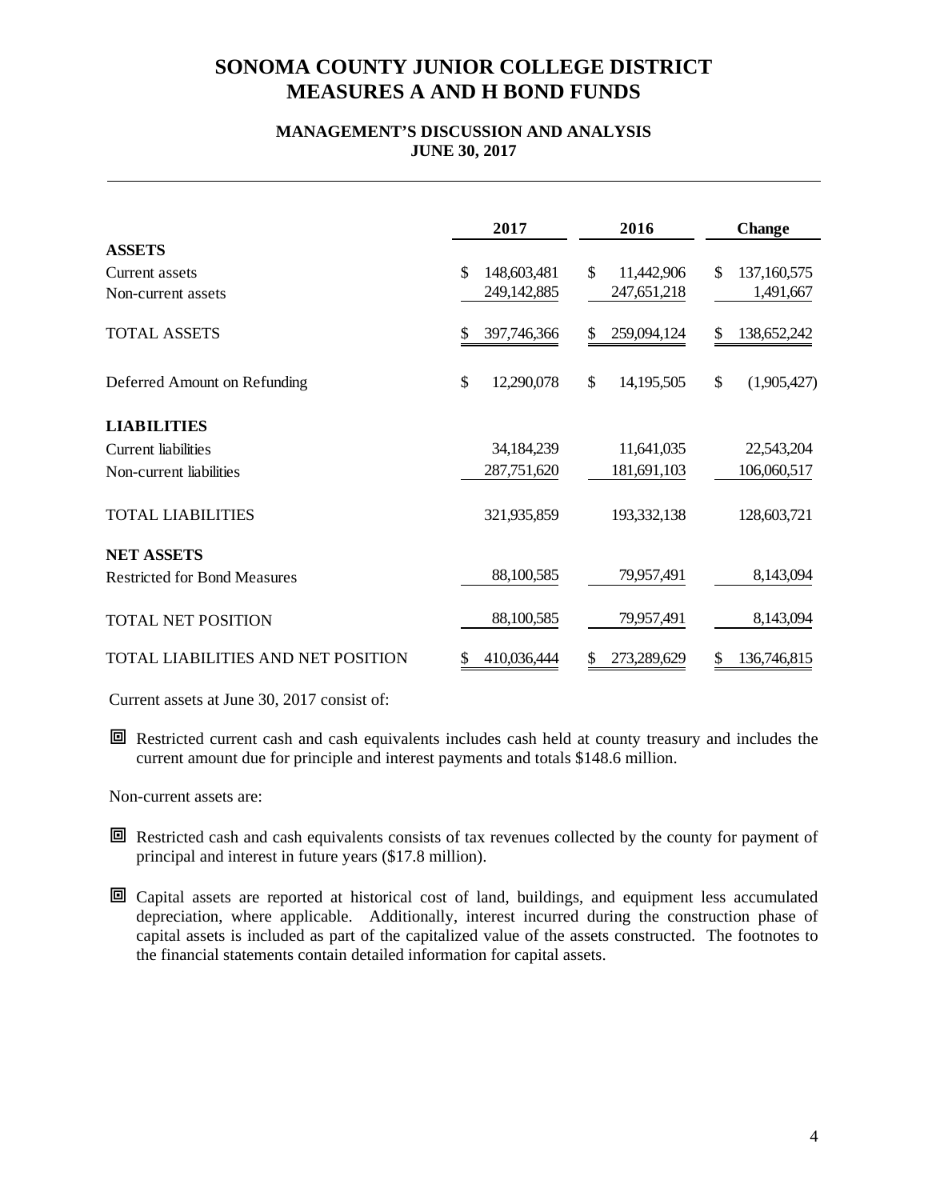# SONOMA COUNTY JUNIOR COLLEGE DISTRICT
# MEASURES A AND H BOND FUNDS

### MANAGEMENT'S DISCUSSION AND ANALYSIS
### JUNE 30, 2017

| | 2017 | 2016 | Change |
|---|---|---|---|
| **ASSETS** | | | |
| Current assets | $ 148,603,481 | $ 11,442,906 | $ 137,160,575 |
| Non-current assets | 249,142,885 | 247,651,218 | 1,491,667 |
| TOTAL ASSETS | $ 397,746,366 | $ 259,094,124 | $ 138,652,242 |
| Deferred Amount on Refunding | $ 12,290,078 | $ 14,195,505 | $ (1,905,427) |
| **LIABILITIES** | | | |
| Current liabilities | 34,184,239 | 11,641,035 | 22,543,204 |
| Non-current liabilities | 287,751,620 | 181,691,103 | 106,060,517 |
| TOTAL LIABILITIES | 321,935,859 | 193,332,138 | 128,603,721 |
| **NET ASSETS** | | | |
| Restricted for Bond Measures | 88,100,585 | 79,957,491 | 8,143,094 |
| TOTAL NET POSITION | 88,100,585 | 79,957,491 | 8,143,094 |
| TOTAL LIABILITIES AND NET POSITION | $ 410,036,444 | $ 273,289,629 | $ 136,746,815 |

Current assets at June 30, 2017 consist of:

- Restricted current cash and cash equivalents includes cash held at county treasury and includes the current amount due for principle and interest payments and totals $148.6 million.

Non-current assets are:

- Restricted cash and cash equivalents consists of tax revenues collected by the county for payment of principal and interest in future years ($17.8 million).

- Capital assets are reported at historical cost of land, buildings, and equipment less accumulated depreciation, where applicable. Additionally, interest incurred during the construction phase of capital assets is included as part of the capitalized value of the assets constructed. The footnotes to the financial statements contain detailed information for capital assets.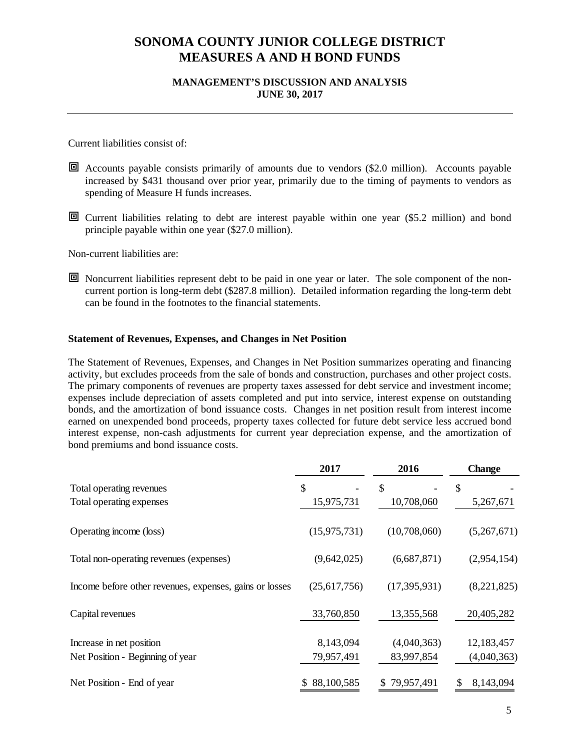Current liabilities consist of:

- Accounts payable consists primarily of amounts due to vendors ($2.0 million). Accounts payable increased by $431 thousand over prior year, primarily due to the timing of payments to vendors as spending of Measure H funds increases.
- Current liabilities relating to debt are interest payable within one year ($5.2 million) and bond principle payable within one year ($27.0 million).

Non-current liabilities are:

- Noncurrent liabilities represent debt to be paid in one year or later. The sole component of the non-current portion is long-term debt ($287.8 million). Detailed information regarding the long-term debt can be found in the footnotes to the financial statements.

### Statement of Revenues, Expenses, and Changes in Net Position

The Statement of Revenues, Expenses, and Changes in Net Position summarizes operating and financing activity, but excludes proceeds from the sale of bonds and construction, purchases and other project costs. The primary components of revenues are property taxes assessed for debt service and investment income; expenses include depreciation of assets completed and put into service, interest expense on outstanding bonds, and the amortization of bond issuance costs. Changes in net position result from interest income earned on unexpended bond proceeds, property taxes collected for future debt service less accrued bond interest expense, non-cash adjustments for current year depreciation expense, and the amortization of bond premiums and bond issuance costs.

| | 2017 | 2016 | Change |
|---|---|---|---|
| Total operating revenues | $ - | $ - | $ - |
| Total operating expenses | 15,975,731 | 10,708,060 | 5,267,671 |
| Operating income (loss) | (15,975,731) | (10,708,060) | (5,267,671) |
| Total non-operating revenues (expenses) | (9,642,025) | (6,687,871) | (2,954,154) |
| Income before other revenues, expenses, gains or losses | (25,617,756) | (17,395,931) | (8,221,825) |
| Capital revenues | 33,760,850 | 13,355,568 | 20,405,282 |
| Increase in net position | 8,143,094 | (4,040,363) | 12,183,457 |
| Net Position - Beginning of year | 79,957,491 | 83,997,854 | (4,040,363) |
| Net Position - End of year | $ 88,100,585 | $ 79,957,491 | $ 8,143,094 |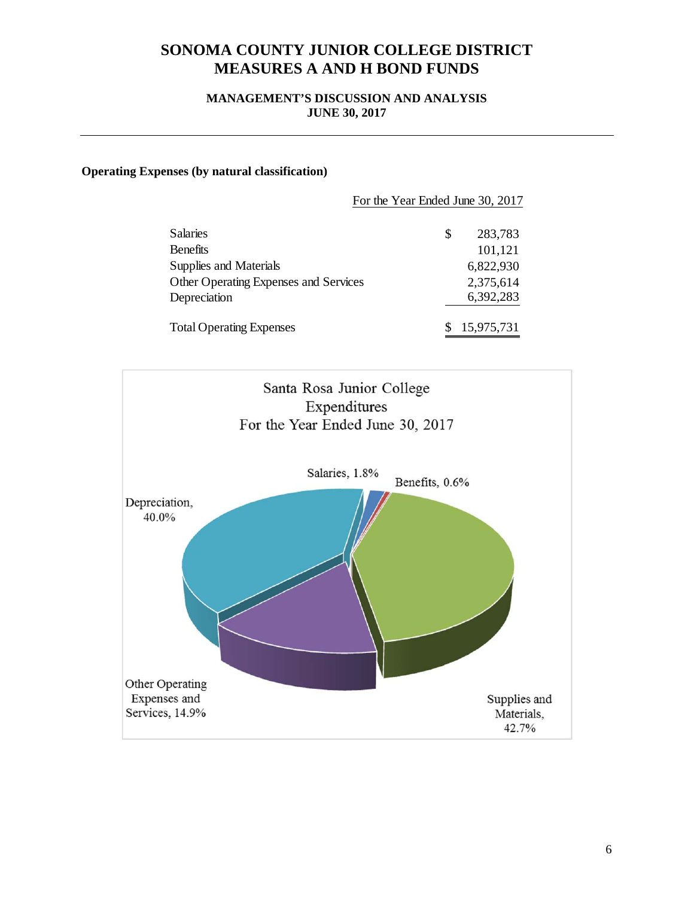# SONOMA COUNTY JUNIOR COLLEGE DISTRICT
# MEASURES A AND H BOND FUNDS

**MANAGEMENT'S DISCUSSION AND ANALYSIS**
**JUNE 30, 2017**

**Operating Expenses (by natural classification)**

| | For the Year Ended June 30, 2017 |
|---|---|
| Salaries | $ 283,783 |
| Benefits | 101,121 |
| Supplies and Materials | 6,822,930 |
| Other Operating Expenses and Services | 2,375,614 |
| Depreciation | 6,392,283 |
| Total Operating Expenses | $ 15,975,731 |

Santa Rosa Junior College
Expenditures
For the Year Ended June 30, 2017

Salaries, 1.8%
Benefits, 0.6%
Depreciation, 40.0%
Other Operating Expenses and Services, 14.9%
Supplies and Materials, 42.7%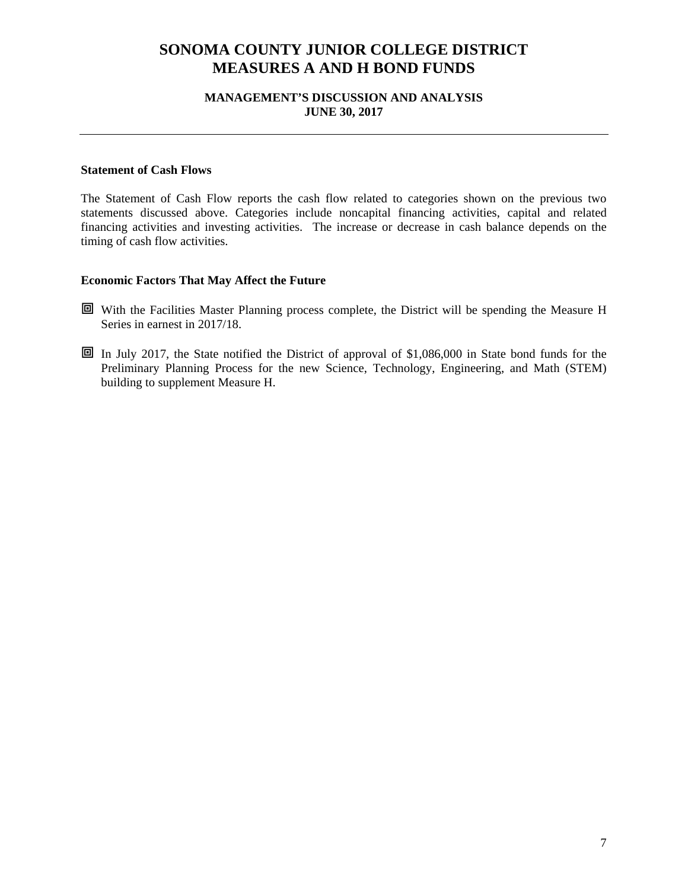# SONOMA COUNTY JUNIOR COLLEGE DISTRICT
# MEASURES A AND H BOND FUNDS

**MANAGEMENT'S DISCUSSION AND ANALYSIS**
**JUNE 30, 2017**

---

**Statement of Cash Flows**

The Statement of Cash Flow reports the cash flow related to categories shown on the previous two statements discussed above. Categories include noncapital financing activities, capital and related financing activities and investing activities. The increase or decrease in cash balance depends on the timing of cash flow activities.

**Economic Factors That May Affect the Future**

- With the Facilities Master Planning process complete, the District will be spending the Measure H Series in earnest in 2017/18.

- In July 2017, the State notified the District of approval of $1,086,000 in State bond funds for the Preliminary Planning Process for the new Science, Technology, Engineering, and Math (STEM) building to supplement Measure H.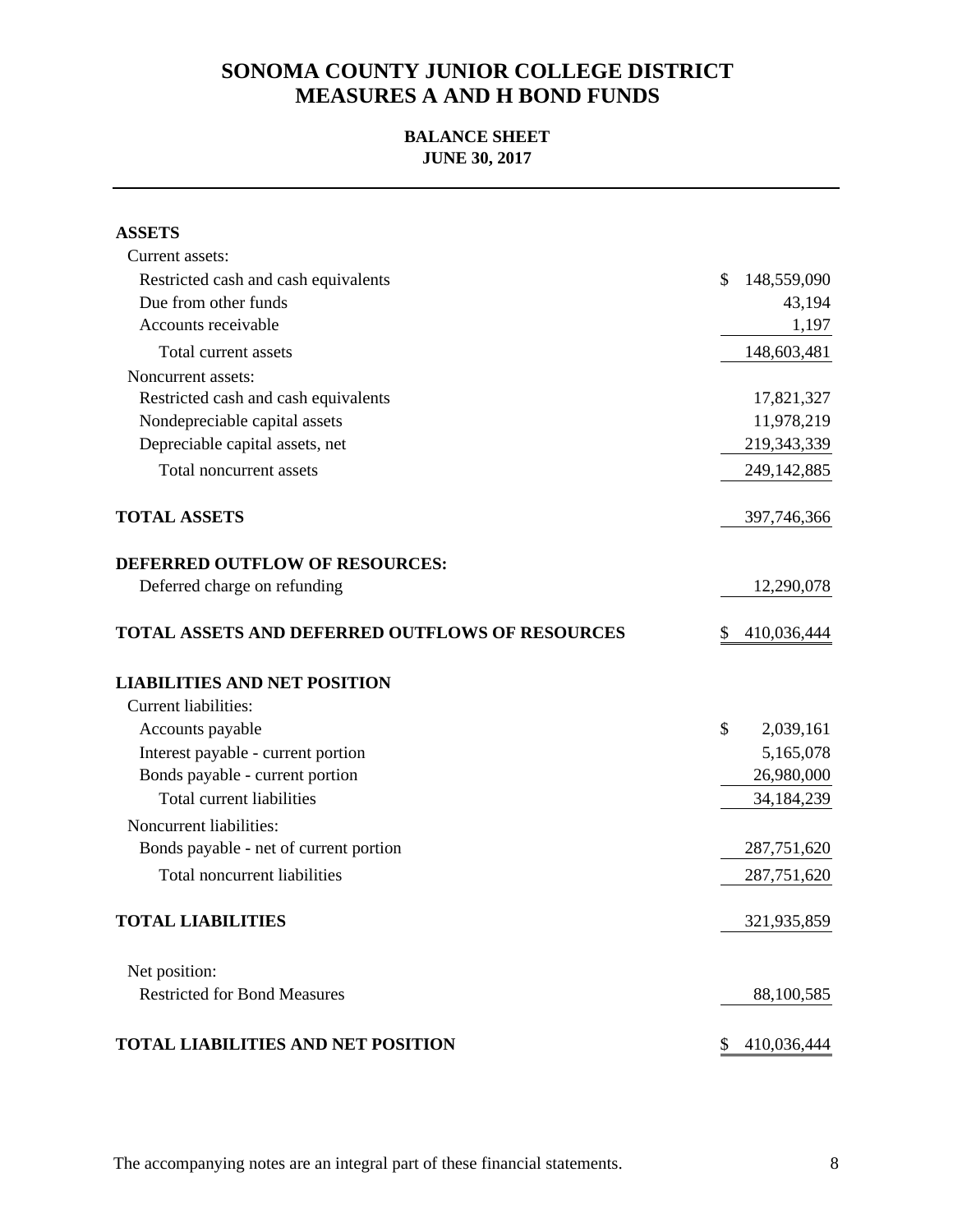# SONOMA COUNTY JUNIOR COLLEGE DISTRICT
# MEASURES A AND H BOND FUNDS

## BALANCE SHEET
## JUNE 30, 2017

| | |
|---|---|
| **ASSETS** | |
| Current assets: | |
| Restricted cash and cash equivalents | $ 148,559,090 |
| Due from other funds | 43,194 |
| Accounts receivable | 1,197 |
| Total current assets | 148,603,481 |
| Noncurrent assets: | |
| Restricted cash and cash equivalents | 17,821,327 |
| Nondepreciable capital assets | 11,978,219 |
| Depreciable capital assets, net | 219,343,339 |
| Total noncurrent assets | 249,142,885 |
| **TOTAL ASSETS** | 397,746,366 |
| **DEFERRED OUTFLOW OF RESOURCES:** | |
| Deferred charge on refunding | 12,290,078 |
| **TOTAL ASSETS AND DEFERRED OUTFLOWS OF RESOURCES** | $ 410,036,444 |
| **LIABILITIES AND NET POSITION** | |
| Current liabilities: | |
| Accounts payable | $ 2,039,161 |
| Interest payable - current portion | 5,165,078 |
| Bonds payable - current portion | 26,980,000 |
| Total current liabilities | 34,184,239 |
| Noncurrent liabilities: | |
| Bonds payable - net of current portion | 287,751,620 |
| Total noncurrent liabilities | 287,751,620 |
| **TOTAL LIABILITIES** | 321,935,859 |
| Net position: | |
| Restricted for Bond Measures | 88,100,585 |
| **TOTAL LIABILITIES AND NET POSITION** | $ 410,036,444 |

The accompanying notes are an integral part of these financial statements.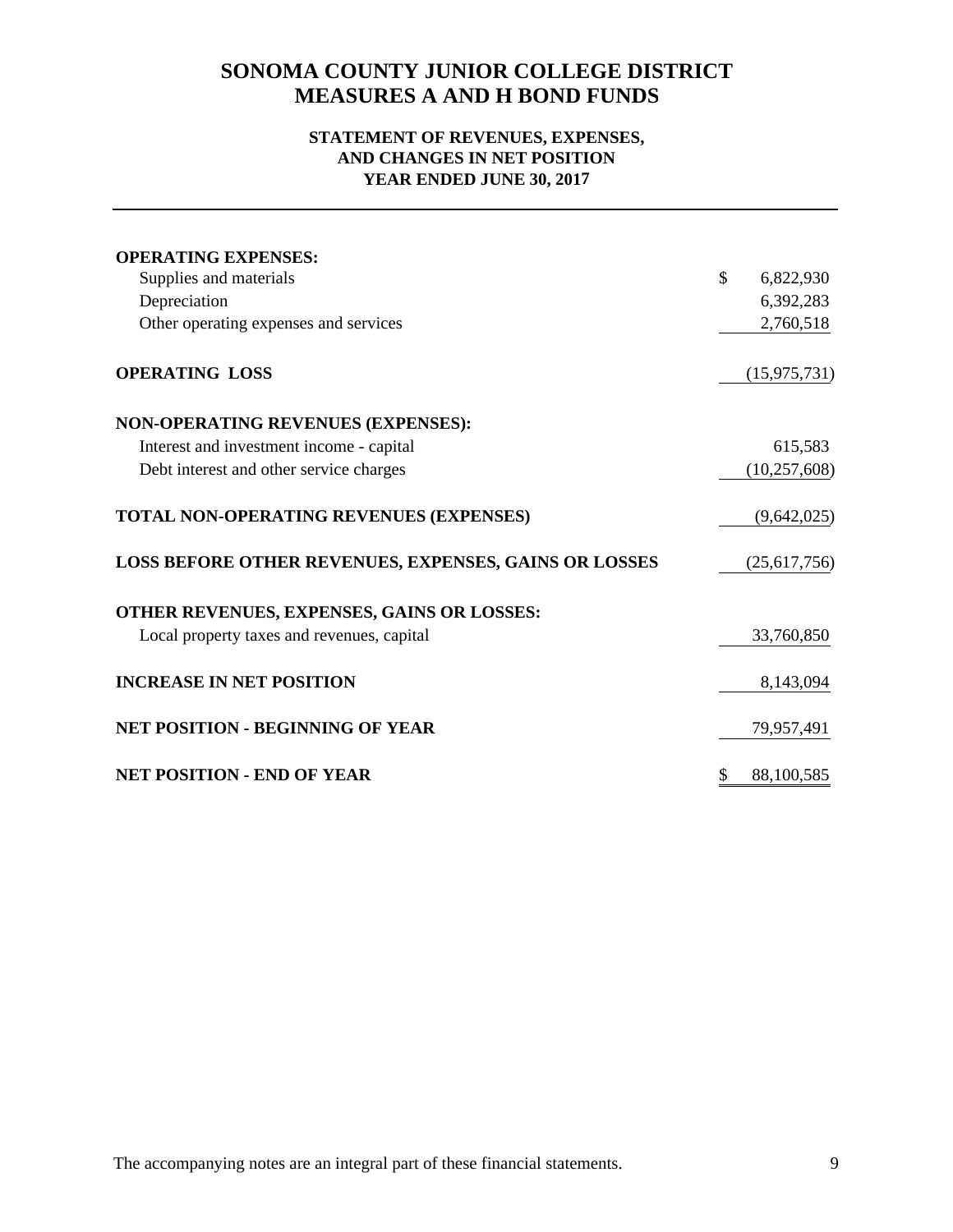# SONOMA COUNTY JUNIOR COLLEGE DISTRICT
# MEASURES A AND H BOND FUNDS

### STATEMENT OF REVENUES, EXPENSES, AND CHANGES IN NET POSITION
### YEAR ENDED JUNE 30, 2017

| | |
|---|---|
| **OPERATING EXPENSES:** | |
| Supplies and materials | $ 6,822,930 |
| Depreciation | 6,392,283 |
| Other operating expenses and services | 2,760,518 |
| **OPERATING LOSS** | (15,975,731) |
| **NON-OPERATING REVENUES (EXPENSES):** | |
| Interest and investment income - capital | 615,583 |
| Debt interest and other service charges | (10,257,608) |
| **TOTAL NON-OPERATING REVENUES (EXPENSES)** | (9,642,025) |
| **LOSS BEFORE OTHER REVENUES, EXPENSES, GAINS OR LOSSES** | (25,617,756) |
| **OTHER REVENUES, EXPENSES, GAINS OR LOSSES:** | |
| Local property taxes and revenues, capital | 33,760,850 |
| **INCREASE IN NET POSITION** | 8,143,094 |
| **NET POSITION - BEGINNING OF YEAR** | 79,957,491 |
| **NET POSITION - END OF YEAR** | $ 88,100,585 |

The accompanying notes are an integral part of these financial statements.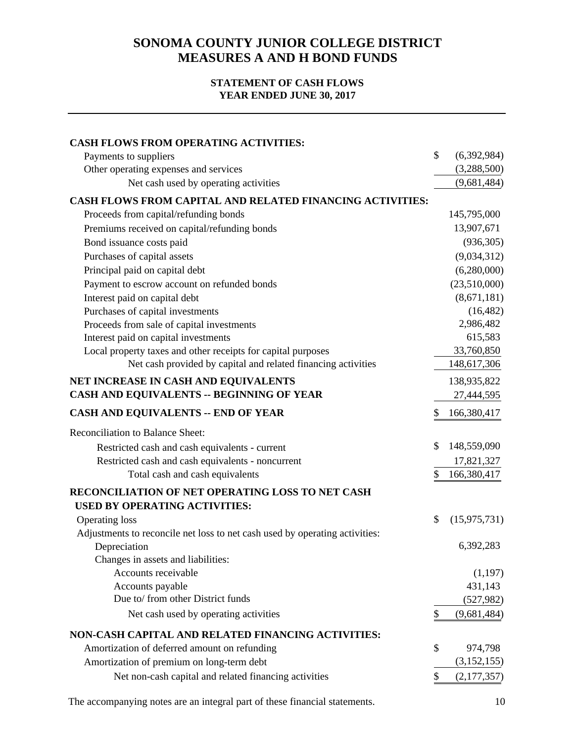# SONOMA COUNTY JUNIOR COLLEGE DISTRICT
# MEASURES A AND H BOND FUNDS

### STATEMENT OF CASH FLOWS
### YEAR ENDED JUNE 30, 2017

| | |
|---|---|
| **CASH FLOWS FROM OPERATING ACTIVITIES:** | |
| Payments to suppliers | $ (6,392,984) |
| Other operating expenses and services | (3,288,500) |
| Net cash used by operating activities | (9,681,484) |
| **CASH FLOWS FROM CAPITAL AND RELATED FINANCING ACTIVITIES:** | |
| Proceeds from capital/refunding bonds | 145,795,000 |
| Premiums received on capital/refunding bonds | 13,907,671 |
| Bond issuance costs paid | (936,305) |
| Purchases of capital assets | (9,034,312) |
| Principal paid on capital debt | (6,280,000) |
| Payment to escrow account on refunded bonds | (23,510,000) |
| Interest paid on capital debt | (8,671,181) |
| Purchases of capital investments | (16,482) |
| Proceeds from sale of capital investments | 2,986,482 |
| Interest paid on capital investments | 615,583 |
| Local property taxes and other receipts for capital purposes | 33,760,850 |
| Net cash provided by capital and related financing activities | 148,617,306 |
| **NET INCREASE IN CASH AND EQUIVALENTS** | 138,935,822 |
| **CASH AND EQUIVALENTS -- BEGINNING OF YEAR** | 27,444,595 |
| **CASH AND EQUIVALENTS -- END OF YEAR** | $ 166,380,417 |
| Reconciliation to Balance Sheet: | |
| Restricted cash and cash equivalents - current | $ 148,559,090 |
| Restricted cash and cash equivalents - noncurrent | 17,821,327 |
| Total cash and cash equivalents | $ 166,380,417 |
| **RECONCILIATION OF NET OPERATING LOSS TO NET CASH USED BY OPERATING ACTIVITIES:** | |
| Operating loss | $ (15,975,731) |
| Adjustments to reconcile net loss to net cash used by operating activities: | |
| Depreciation | 6,392,283 |
| Changes in assets and liabilities: | |
| Accounts receivable | (1,197) |
| Accounts payable | 431,143 |
| Due to/ from other District funds | (527,982) |
| Net cash used by operating activities | $ (9,681,484) |
| **NON-CASH CAPITAL AND RELATED FINANCING ACTIVITIES:** | |
| Amortization of deferred amount on refunding | $ 974,798 |
| Amortization of premium on long-term debt | (3,152,155) |
| Net non-cash capital and related financing activities | $ (2,177,357) |

The accompanying notes are an integral part of these financial statements.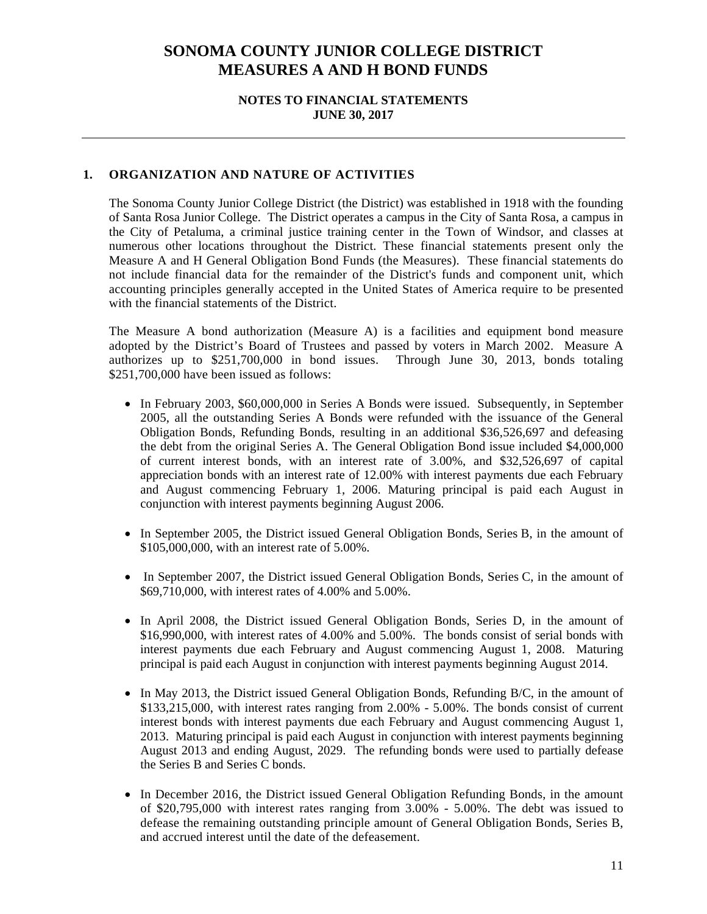# SONOMA COUNTY JUNIOR COLLEGE DISTRICT
# MEASURES A AND H BOND FUNDS

**NOTES TO FINANCIAL STATEMENTS**
**JUNE 30, 2017**

---

## 1. ORGANIZATION AND NATURE OF ACTIVITIES

The Sonoma County Junior College District (the District) was established in 1918 with the founding of Santa Rosa Junior College. The District operates a campus in the City of Santa Rosa, a campus in the City of Petaluma, a criminal justice training center in the Town of Windsor, and classes at numerous other locations throughout the District. These financial statements present only the Measure A and H General Obligation Bond Funds (the Measures). These financial statements do not include financial data for the remainder of the District's funds and component unit, which accounting principles generally accepted in the United States of America require to be presented with the financial statements of the District.

The Measure A bond authorization (Measure A) is a facilities and equipment bond measure adopted by the District's Board of Trustees and passed by voters in March 2002. Measure A authorizes up to $251,700,000 in bond issues. Through June 30, 2013, bonds totaling $251,700,000 have been issued as follows:

- In February 2003, $60,000,000 in Series A Bonds were issued. Subsequently, in September 2005, all the outstanding Series A Bonds were refunded with the issuance of the General Obligation Bonds, Refunding Bonds, resulting in an additional $36,526,697 and defeasing the debt from the original Series A. The General Obligation Bond issue included $4,000,000 of current interest bonds, with an interest rate of 3.00%, and $32,526,697 of capital appreciation bonds with an interest rate of 12.00% with interest payments due each February and August commencing February 1, 2006. Maturing principal is paid each August in conjunction with interest payments beginning August 2006.

- In September 2005, the District issued General Obligation Bonds, Series B, in the amount of $105,000,000, with an interest rate of 5.00%.

- In September 2007, the District issued General Obligation Bonds, Series C, in the amount of $69,710,000, with interest rates of 4.00% and 5.00%.

- In April 2008, the District issued General Obligation Bonds, Series D, in the amount of $16,990,000, with interest rates of 4.00% and 5.00%. The bonds consist of serial bonds with interest payments due each February and August commencing August 1, 2008. Maturing principal is paid each August in conjunction with interest payments beginning August 2014.

- In May 2013, the District issued General Obligation Bonds, Refunding B/C, in the amount of $133,215,000, with interest rates ranging from 2.00% - 5.00%. The bonds consist of current interest bonds with interest payments due each February and August commencing August 1, 2013. Maturing principal is paid each August in conjunction with interest payments beginning August 2013 and ending August, 2029. The refunding bonds were used to partially defease the Series B and Series C bonds.

- In December 2016, the District issued General Obligation Refunding Bonds, in the amount of $20,795,000 with interest rates ranging from 3.00% - 5.00%. The debt was issued to defease the remaining outstanding principle amount of General Obligation Bonds, Series B, and accrued interest until the date of the defeasement.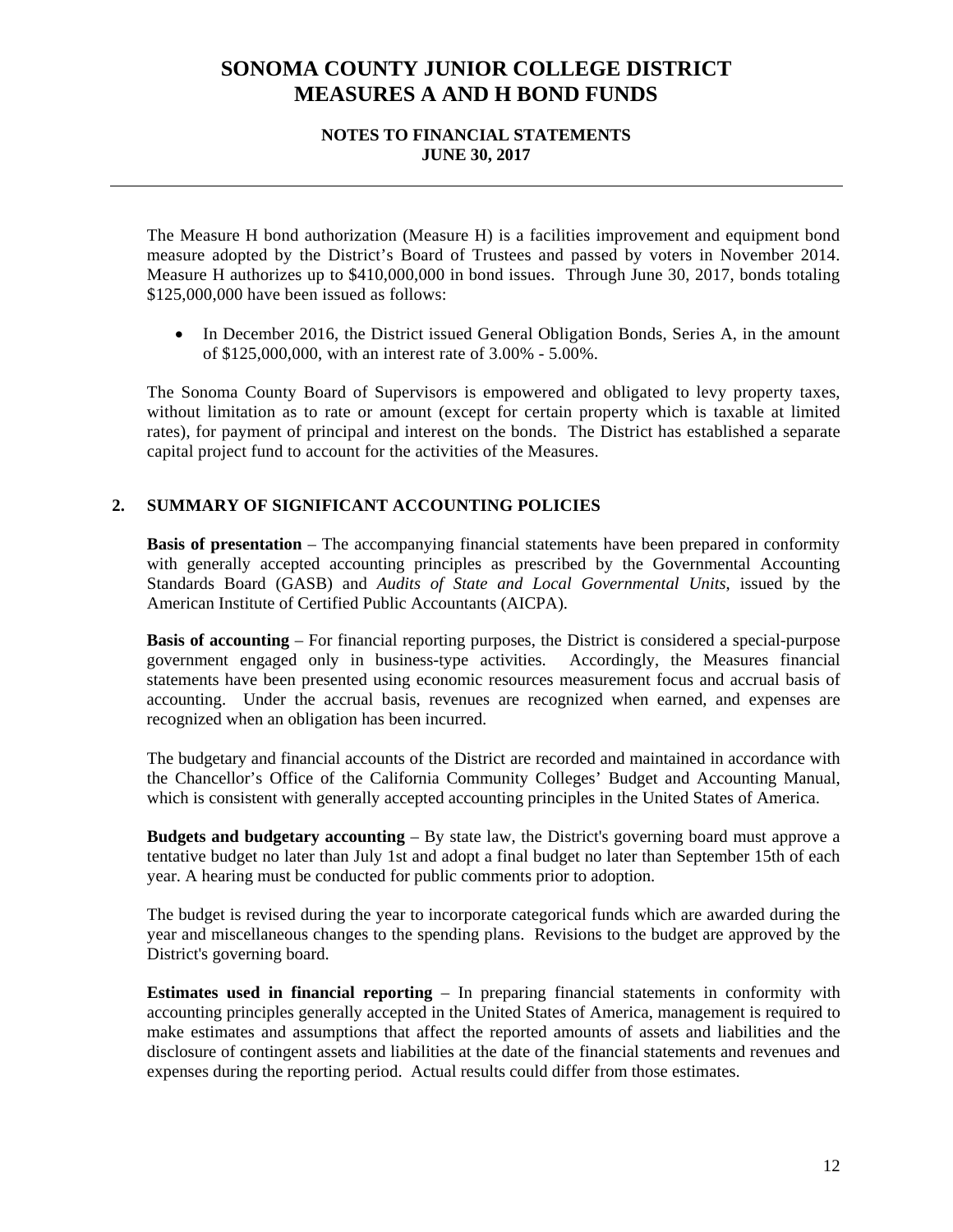The Measure H bond authorization (Measure H) is a facilities improvement and equipment bond measure adopted by the District's Board of Trustees and passed by voters in November 2014. Measure H authorizes up to $410,000,000 in bond issues. Through June 30, 2017, bonds totaling $125,000,000 have been issued as follows:

- In December 2016, the District issued General Obligation Bonds, Series A, in the amount of $125,000,000, with an interest rate of 3.00% - 5.00%.

The Sonoma County Board of Supervisors is empowered and obligated to levy property taxes, without limitation as to rate or amount (except for certain property which is taxable at limited rates), for payment of principal and interest on the bonds. The District has established a separate capital project fund to account for the activities of the Measures.

## 2. SUMMARY OF SIGNIFICANT ACCOUNTING POLICIES

**Basis of presentation** – The accompanying financial statements have been prepared in conformity with generally accepted accounting principles as prescribed by the Governmental Accounting Standards Board (GASB) and *Audits of State and Local Governmental Units*, issued by the American Institute of Certified Public Accountants (AICPA).

**Basis of accounting** – For financial reporting purposes, the District is considered a special-purpose government engaged only in business-type activities. Accordingly, the Measures financial statements have been presented using economic resources measurement focus and accrual basis of accounting. Under the accrual basis, revenues are recognized when earned, and expenses are recognized when an obligation has been incurred.

The budgetary and financial accounts of the District are recorded and maintained in accordance with the Chancellor's Office of the California Community Colleges' Budget and Accounting Manual, which is consistent with generally accepted accounting principles in the United States of America.

**Budgets and budgetary accounting** – By state law, the District's governing board must approve a tentative budget no later than July 1st and adopt a final budget no later than September 15th of each year. A hearing must be conducted for public comments prior to adoption.

The budget is revised during the year to incorporate categorical funds which are awarded during the year and miscellaneous changes to the spending plans. Revisions to the budget are approved by the District's governing board.

**Estimates used in financial reporting** – In preparing financial statements in conformity with accounting principles generally accepted in the United States of America, management is required to make estimates and assumptions that affect the reported amounts of assets and liabilities and the disclosure of contingent assets and liabilities at the date of the financial statements and revenues and expenses during the reporting period. Actual results could differ from those estimates.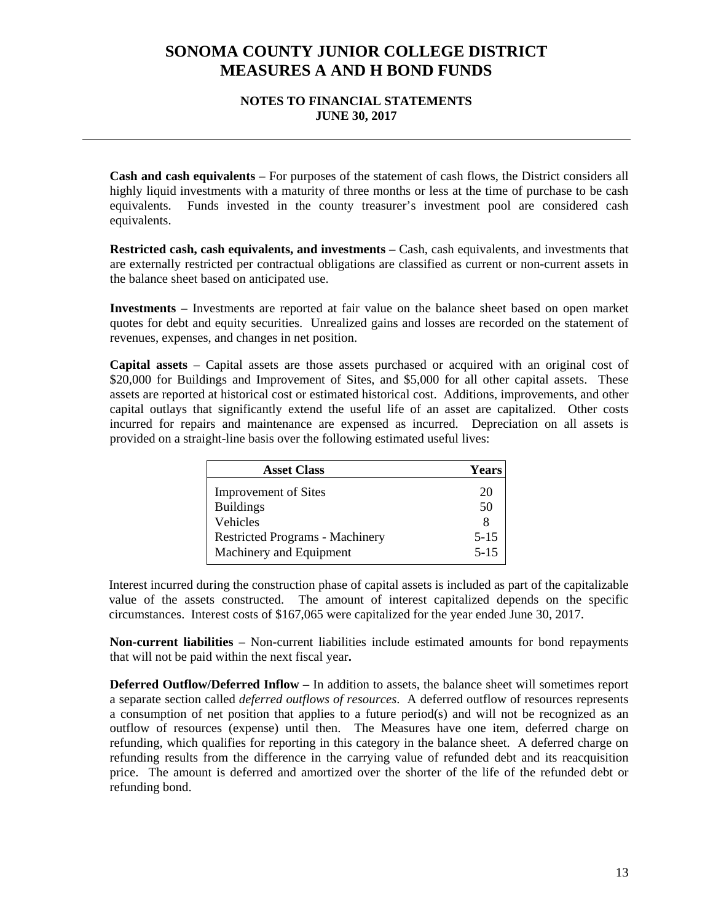**Cash and cash equivalents** – For purposes of the statement of cash flows, the District considers all highly liquid investments with a maturity of three months or less at the time of purchase to be cash equivalents. Funds invested in the county treasurer's investment pool are considered cash equivalents.

**Restricted cash, cash equivalents, and investments** – Cash, cash equivalents, and investments that are externally restricted per contractual obligations are classified as current or non-current assets in the balance sheet based on anticipated use.

**Investments** – Investments are reported at fair value on the balance sheet based on open market quotes for debt and equity securities. Unrealized gains and losses are recorded on the statement of revenues, expenses, and changes in net position.

**Capital assets** – Capital assets are those assets purchased or acquired with an original cost of $20,000 for Buildings and Improvement of Sites, and $5,000 for all other capital assets. These assets are reported at historical cost or estimated historical cost. Additions, improvements, and other capital outlays that significantly extend the useful life of an asset are capitalized. Other costs incurred for repairs and maintenance are expensed as incurred. Depreciation on all assets is provided on a straight-line basis over the following estimated useful lives:

| Asset Class | Years |
|---|---|
| Improvement of Sites | 20 |
| Buildings | 50 |
| Vehicles | 8 |
| Restricted Programs - Machinery | 5-15 |
| Machinery and Equipment | 5-15 |

Interest incurred during the construction phase of capital assets is included as part of the capitalizable value of the assets constructed. The amount of interest capitalized depends on the specific circumstances. Interest costs of $167,065 were capitalized for the year ended June 30, 2017.

**Non-current liabilities** – Non-current liabilities include estimated amounts for bond repayments that will not be paid within the next fiscal year**.**

**Deferred Outflow/Deferred Inflow –** In addition to assets, the balance sheet will sometimes report a separate section called *deferred outflows of resources*. A deferred outflow of resources represents a consumption of net position that applies to a future period(s) and will not be recognized as an outflow of resources (expense) until then. The Measures have one item, deferred charge on refunding, which qualifies for reporting in this category in the balance sheet. A deferred charge on refunding results from the difference in the carrying value of refunded debt and its reacquisition price. The amount is deferred and amortized over the shorter of the life of the refunded debt or refunding bond.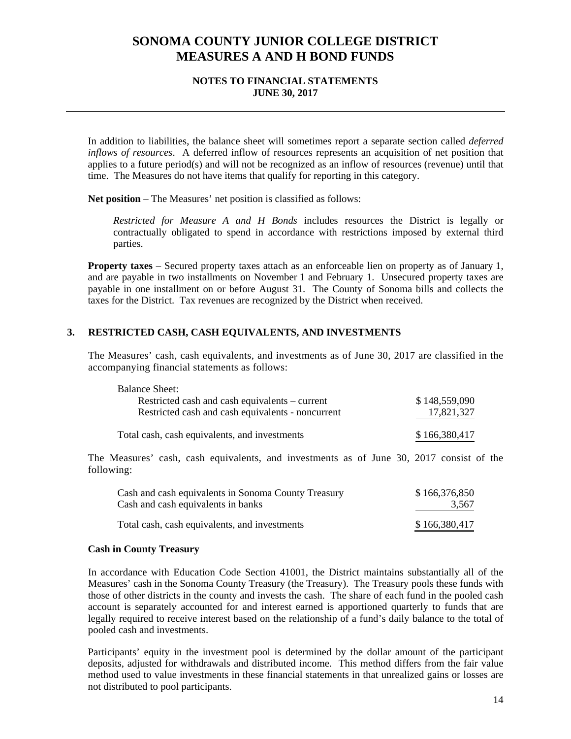In addition to liabilities, the balance sheet will sometimes report a separate section called *deferred inflows of resources*. A deferred inflow of resources represents an acquisition of net position that applies to a future period(s) and will not be recognized as an inflow of resources (revenue) until that time. The Measures do not have items that qualify for reporting in this category.

**Net position** – The Measures' net position is classified as follows:

*Restricted for Measure A and H Bonds* includes resources the District is legally or contractually obligated to spend in accordance with restrictions imposed by external third parties.

**Property taxes** – Secured property taxes attach as an enforceable lien on property as of January 1, and are payable in two installments on November 1 and February 1. Unsecured property taxes are payable in one installment on or before August 31. The County of Sonoma bills and collects the taxes for the District. Tax revenues are recognized by the District when received.

## 3. RESTRICTED CASH, CASH EQUIVALENTS, AND INVESTMENTS

The Measures' cash, cash equivalents, and investments as of June 30, 2017 are classified in the accompanying financial statements as follows:

| | |
|---|---|
| Balance Sheet: | |
| Restricted cash and cash equivalents – current | $ 148,559,090 |
| Restricted cash and cash equivalents - noncurrent | 17,821,327 |
| Total cash, cash equivalents, and investments | $ 166,380,417 |

The Measures' cash, cash equivalents, and investments as of June 30, 2017 consist of the following:

| | |
|---|---|
| Cash and cash equivalents in Sonoma County Treasury | $ 166,376,850 |
| Cash and cash equivalents in banks | 3,567 |
| Total cash, cash equivalents, and investments | $ 166,380,417 |

### Cash in County Treasury

In accordance with Education Code Section 41001, the District maintains substantially all of the Measures' cash in the Sonoma County Treasury (the Treasury). The Treasury pools these funds with those of other districts in the county and invests the cash. The share of each fund in the pooled cash account is separately accounted for and interest earned is apportioned quarterly to funds that are legally required to receive interest based on the relationship of a fund's daily balance to the total of pooled cash and investments.

Participants' equity in the investment pool is determined by the dollar amount of the participant deposits, adjusted for withdrawals and distributed income. This method differs from the fair value method used to value investments in these financial statements in that unrealized gains or losses are not distributed to pool participants.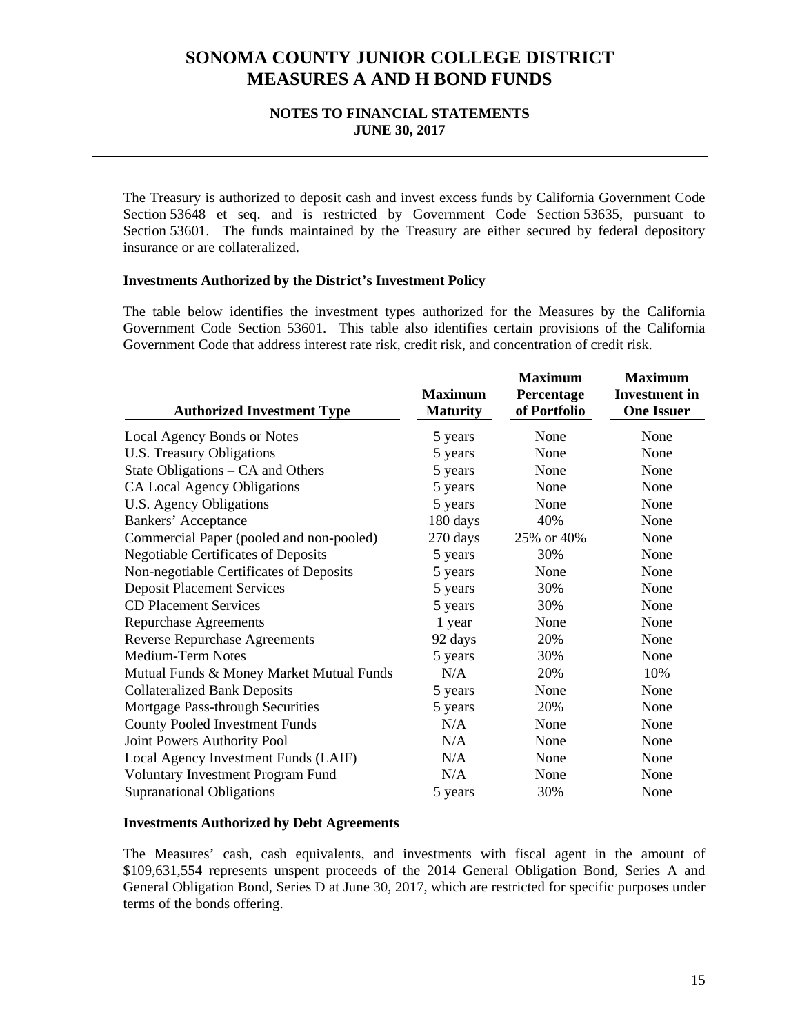The Treasury is authorized to deposit cash and invest excess funds by California Government Code Section 53648 et seq. and is restricted by Government Code Section 53635, pursuant to Section 53601. The funds maintained by the Treasury are either secured by federal depository insurance or are collateralized.

**Investments Authorized by the District's Investment Policy**

The table below identifies the investment types authorized for the Measures by the California Government Code Section 53601. This table also identifies certain provisions of the California Government Code that address interest rate risk, credit risk, and concentration of credit risk.

| Authorized Investment Type | Maximum Maturity | Maximum Percentage of Portfolio | Maximum Investment in One Issuer |
|---|---|---|---|
| Local Agency Bonds or Notes | 5 years | None | None |
| U.S. Treasury Obligations | 5 years | None | None |
| State Obligations – CA and Others | 5 years | None | None |
| CA Local Agency Obligations | 5 years | None | None |
| U.S. Agency Obligations | 5 years | None | None |
| Bankers' Acceptance | 180 days | 40% | None |
| Commercial Paper (pooled and non-pooled) | 270 days | 25% or 40% | None |
| Negotiable Certificates of Deposits | 5 years | 30% | None |
| Non-negotiable Certificates of Deposits | 5 years | None | None |
| Deposit Placement Services | 5 years | 30% | None |
| CD Placement Services | 5 years | 30% | None |
| Repurchase Agreements | 1 year | None | None |
| Reverse Repurchase Agreements | 92 days | 20% | None |
| Medium-Term Notes | 5 years | 30% | None |
| Mutual Funds & Money Market Mutual Funds | N/A | 20% | 10% |
| Collateralized Bank Deposits | 5 years | None | None |
| Mortgage Pass-through Securities | 5 years | 20% | None |
| County Pooled Investment Funds | N/A | None | None |
| Joint Powers Authority Pool | N/A | None | None |
| Local Agency Investment Funds (LAIF) | N/A | None | None |
| Voluntary Investment Program Fund | N/A | None | None |
| Supranational Obligations | 5 years | 30% | None |

**Investments Authorized by Debt Agreements**

The Measures' cash, cash equivalents, and investments with fiscal agent in the amount of $109,631,554 represents unspent proceeds of the 2014 General Obligation Bond, Series A and General Obligation Bond, Series D at June 30, 2017, which are restricted for specific purposes under terms of the bonds offering.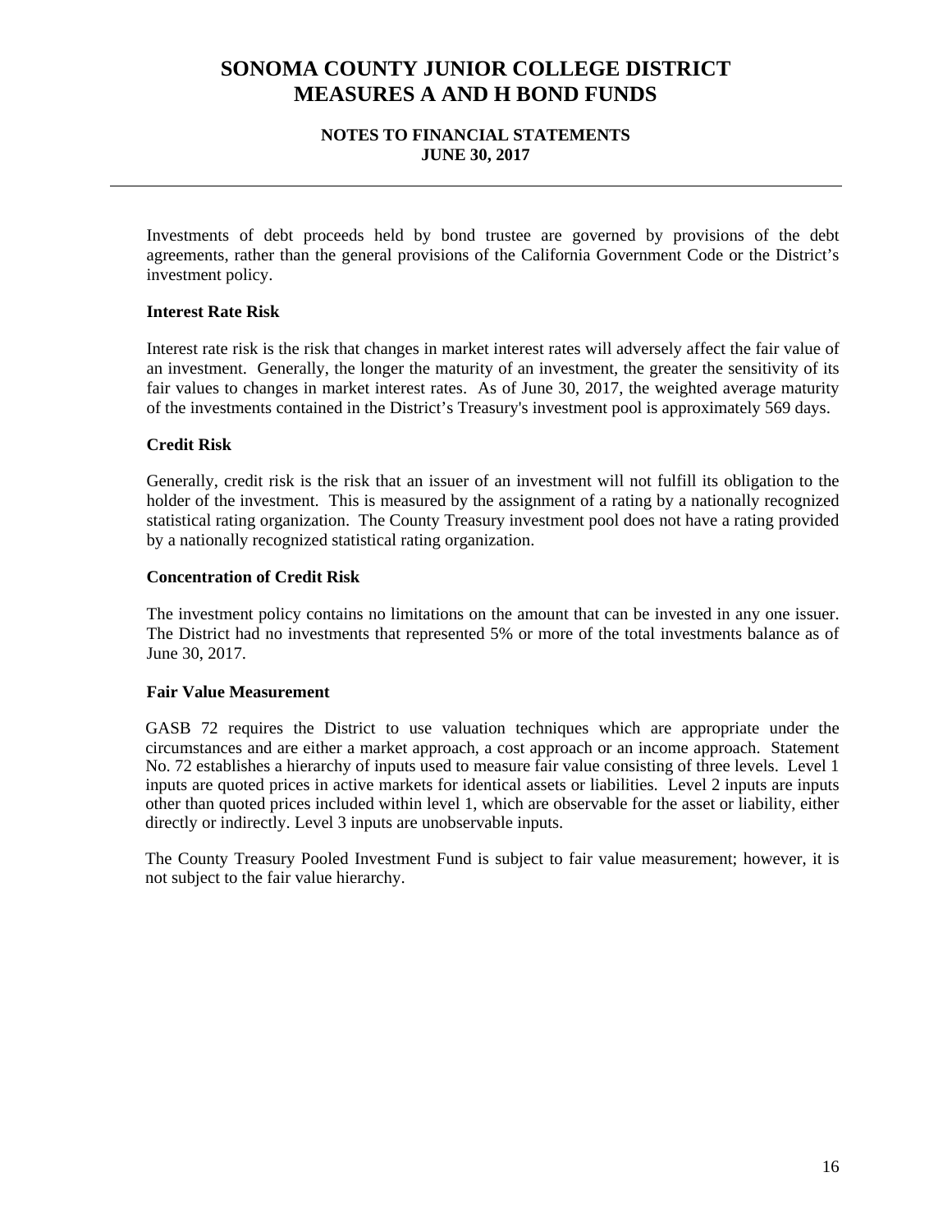Investments of debt proceeds held by bond trustee are governed by provisions of the debt agreements, rather than the general provisions of the California Government Code or the District's investment policy.

**Interest Rate Risk**

Interest rate risk is the risk that changes in market interest rates will adversely affect the fair value of an investment. Generally, the longer the maturity of an investment, the greater the sensitivity of its fair values to changes in market interest rates. As of June 30, 2017, the weighted average maturity of the investments contained in the District's Treasury's investment pool is approximately 569 days.

**Credit Risk**

Generally, credit risk is the risk that an issuer of an investment will not fulfill its obligation to the holder of the investment. This is measured by the assignment of a rating by a nationally recognized statistical rating organization. The County Treasury investment pool does not have a rating provided by a nationally recognized statistical rating organization.

**Concentration of Credit Risk**

The investment policy contains no limitations on the amount that can be invested in any one issuer. The District had no investments that represented 5% or more of the total investments balance as of June 30, 2017.

**Fair Value Measurement**

GASB 72 requires the District to use valuation techniques which are appropriate under the circumstances and are either a market approach, a cost approach or an income approach. Statement No. 72 establishes a hierarchy of inputs used to measure fair value consisting of three levels. Level 1 inputs are quoted prices in active markets for identical assets or liabilities. Level 2 inputs are inputs other than quoted prices included within level 1, which are observable for the asset or liability, either directly or indirectly. Level 3 inputs are unobservable inputs.

The County Treasury Pooled Investment Fund is subject to fair value measurement; however, it is not subject to the fair value hierarchy.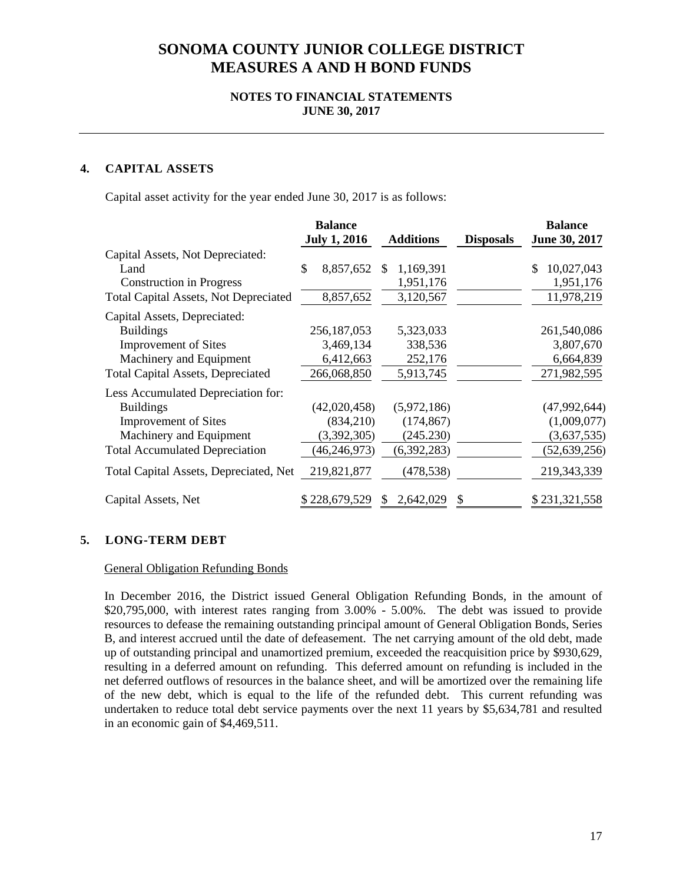# SONOMA COUNTY JUNIOR COLLEGE DISTRICT
# MEASURES A AND H BOND FUNDS

**NOTES TO FINANCIAL STATEMENTS**
**JUNE 30, 2017**

## 4. CAPITAL ASSETS

Capital asset activity for the year ended June 30, 2017 is as follows:

| | Balance July 1, 2016 | Additions | Disposals | Balance June 30, 2017 |
|---|---|---|---|---|
| Capital Assets, Not Depreciated: | | | | |
| Land | $ 8,857,652 | $ 1,169,391 | | $ 10,027,043 |
| Construction in Progress | | 1,951,176 | | 1,951,176 |
| Total Capital Assets, Not Depreciated | 8,857,652 | 3,120,567 | | 11,978,219 |
| Capital Assets, Depreciated: | | | | |
| Buildings | 256,187,053 | 5,323,033 | | 261,540,086 |
| Improvement of Sites | 3,469,134 | 338,536 | | 3,807,670 |
| Machinery and Equipment | 6,412,663 | 252,176 | | 6,664,839 |
| Total Capital Assets, Depreciated | 266,068,850 | 5,913,745 | | 271,982,595 |
| Less Accumulated Depreciation for: | | | | |
| Buildings | (42,020,458) | (5,972,186) | | (47,992,644) |
| Improvement of Sites | (834,210) | (174,867) | | (1,009,077) |
| Machinery and Equipment | (3,392,305) | (245.230) | | (3,637,535) |
| Total Accumulated Depreciation | (46,246,973) | (6,392,283) | | (52,639,256) |
| Total Capital Assets, Depreciated, Net | 219,821,877 | (478,538) | | 219,343,339 |
| Capital Assets, Net | $ 228,679,529 | $ 2,642,029 | $ | $ 231,321,558 |

## 5. LONG-TERM DEBT

General Obligation Refunding Bonds

In December 2016, the District issued General Obligation Refunding Bonds, in the amount of \$20,795,000, with interest rates ranging from 3.00% - 5.00%. The debt was issued to provide resources to defease the remaining outstanding principal amount of General Obligation Bonds, Series B, and interest accrued until the date of defeasement. The net carrying amount of the old debt, made up of outstanding principal and unamortized premium, exceeded the reacquisition price by \$930,629, resulting in a deferred amount on refunding. This deferred amount on refunding is included in the net deferred outflows of resources in the balance sheet, and will be amortized over the remaining life of the new debt, which is equal to the life of the refunded debt. This current refunding was undertaken to reduce total debt service payments over the next 11 years by \$5,634,781 and resulted in an economic gain of \$4,469,511.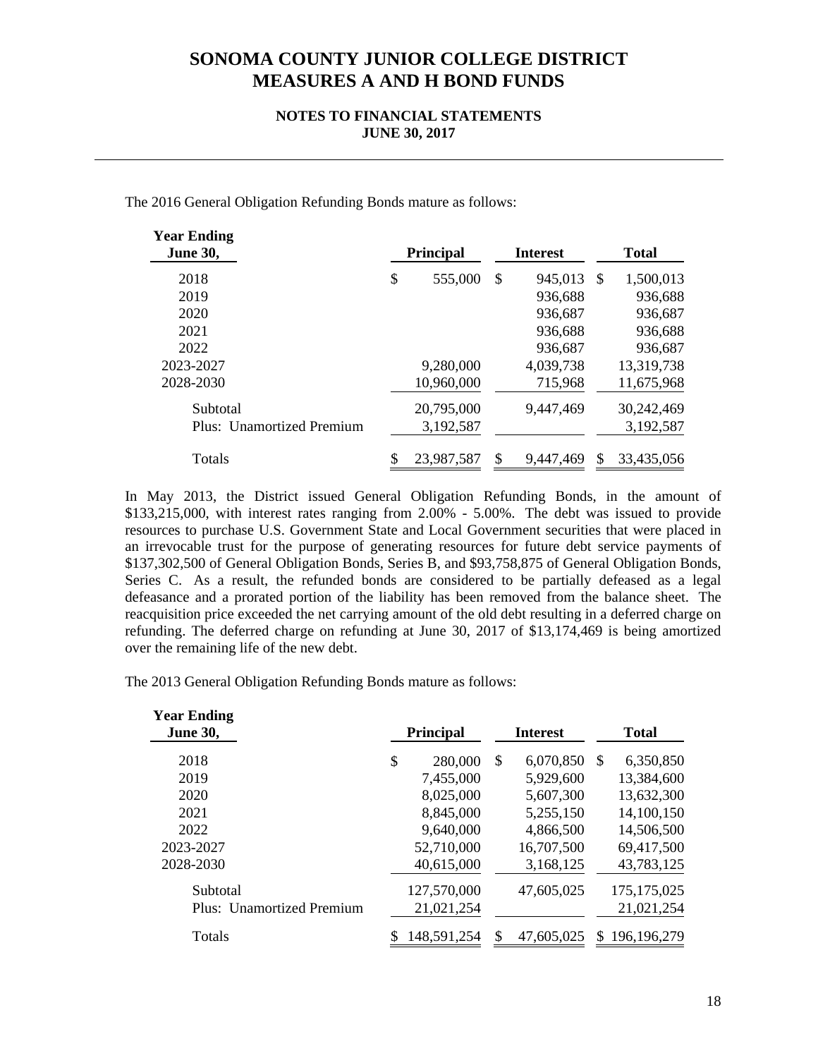# SONOMA COUNTY JUNIOR COLLEGE DISTRICT
# MEASURES A AND H BOND FUNDS

**NOTES TO FINANCIAL STATEMENTS**
**JUNE 30, 2017**

The 2016 General Obligation Refunding Bonds mature as follows:

| Year Ending June 30, | Principal | Interest | Total |
|---|---|---|---|
| 2018 | $ 555,000 | $ 945,013 | $ 1,500,013 |
| 2019 | | 936,688 | 936,688 |
| 2020 | | 936,687 | 936,687 |
| 2021 | | 936,688 | 936,688 |
| 2022 | | 936,687 | 936,687 |
| 2023-2027 | 9,280,000 | 4,039,738 | 13,319,738 |
| 2028-2030 | 10,960,000 | 715,968 | 11,675,968 |
| Subtotal | 20,795,000 | 9,447,469 | 30,242,469 |
| Plus: Unamortized Premium | 3,192,587 | | 3,192,587 |
| Totals | $ 23,987,587 | $ 9,447,469 | $ 33,435,056 |

In May 2013, the District issued General Obligation Refunding Bonds, in the amount of $133,215,000, with interest rates ranging from 2.00% - 5.00%. The debt was issued to provide resources to purchase U.S. Government State and Local Government securities that were placed in an irrevocable trust for the purpose of generating resources for future debt service payments of $137,302,500 of General Obligation Bonds, Series B, and $93,758,875 of General Obligation Bonds, Series C. As a result, the refunded bonds are considered to be partially defeased as a legal defeasance and a prorated portion of the liability has been removed from the balance sheet. The reacquisition price exceeded the net carrying amount of the old debt resulting in a deferred charge on refunding. The deferred charge on refunding at June 30, 2017 of $13,174,469 is being amortized over the remaining life of the new debt.

The 2013 General Obligation Refunding Bonds mature as follows:

| Year Ending June 30, | Principal | Interest | Total |
|---|---|---|---|
| 2018 | $ 280,000 | $ 6,070,850 | $ 6,350,850 |
| 2019 | 7,455,000 | 5,929,600 | 13,384,600 |
| 2020 | 8,025,000 | 5,607,300 | 13,632,300 |
| 2021 | 8,845,000 | 5,255,150 | 14,100,150 |
| 2022 | 9,640,000 | 4,866,500 | 14,506,500 |
| 2023-2027 | 52,710,000 | 16,707,500 | 69,417,500 |
| 2028-2030 | 40,615,000 | 3,168,125 | 43,783,125 |
| Subtotal | 127,570,000 | 47,605,025 | 175,175,025 |
| Plus: Unamortized Premium | 21,021,254 | | 21,021,254 |
| Totals | $ 148,591,254 | $ 47,605,025 | $ 196,196,279 |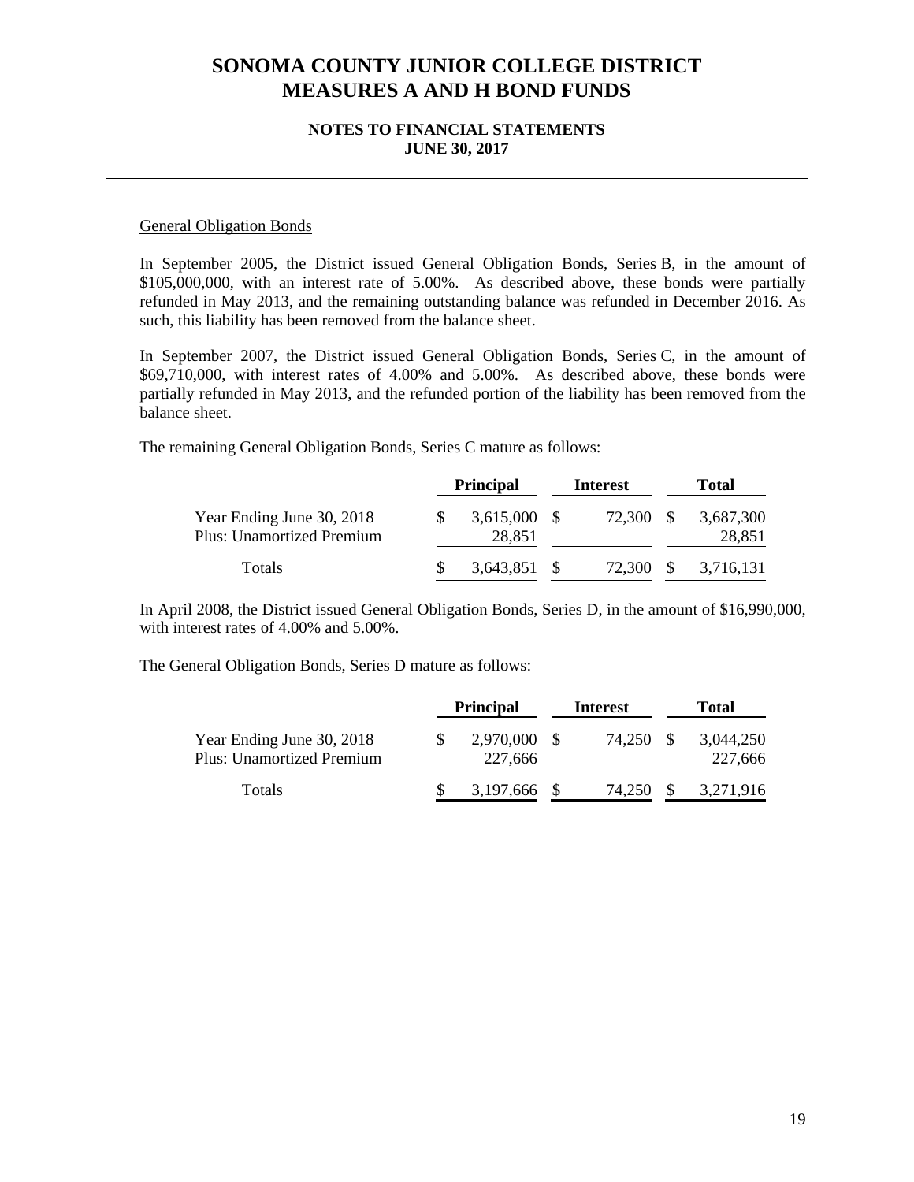# SONOMA COUNTY JUNIOR COLLEGE DISTRICT
# MEASURES A AND H BOND FUNDS

### NOTES TO FINANCIAL STATEMENTS
### JUNE 30, 2017

General Obligation Bonds

In September 2005, the District issued General Obligation Bonds, Series B, in the amount of $105,000,000, with an interest rate of 5.00%. As described above, these bonds were partially refunded in May 2013, and the remaining outstanding balance was refunded in December 2016. As such, this liability has been removed from the balance sheet.

In September 2007, the District issued General Obligation Bonds, Series C, in the amount of $69,710,000, with interest rates of 4.00% and 5.00%. As described above, these bonds were partially refunded in May 2013, and the refunded portion of the liability has been removed from the balance sheet.

The remaining General Obligation Bonds, Series C mature as follows:

| | Principal | Interest | Total |
|---|---|---|---|
| Year Ending June 30, 2018 | $ 3,615,000 | $ 72,300 | $ 3,687,300 |
| Plus: Unamortized Premium | 28,851 | | 28,851 |
| Totals | $ 3,643,851 | $ 72,300 | $ 3,716,131 |

In April 2008, the District issued General Obligation Bonds, Series D, in the amount of $16,990,000, with interest rates of 4.00% and 5.00%.

The General Obligation Bonds, Series D mature as follows:

| | Principal | Interest | Total |
|---|---|---|---|
| Year Ending June 30, 2018 | $ 2,970,000 | $ 74,250 | $ 3,044,250 |
| Plus: Unamortized Premium | 227,666 | | 227,666 |
| Totals | $ 3,197,666 | $ 74,250 | $ 3,271,916 |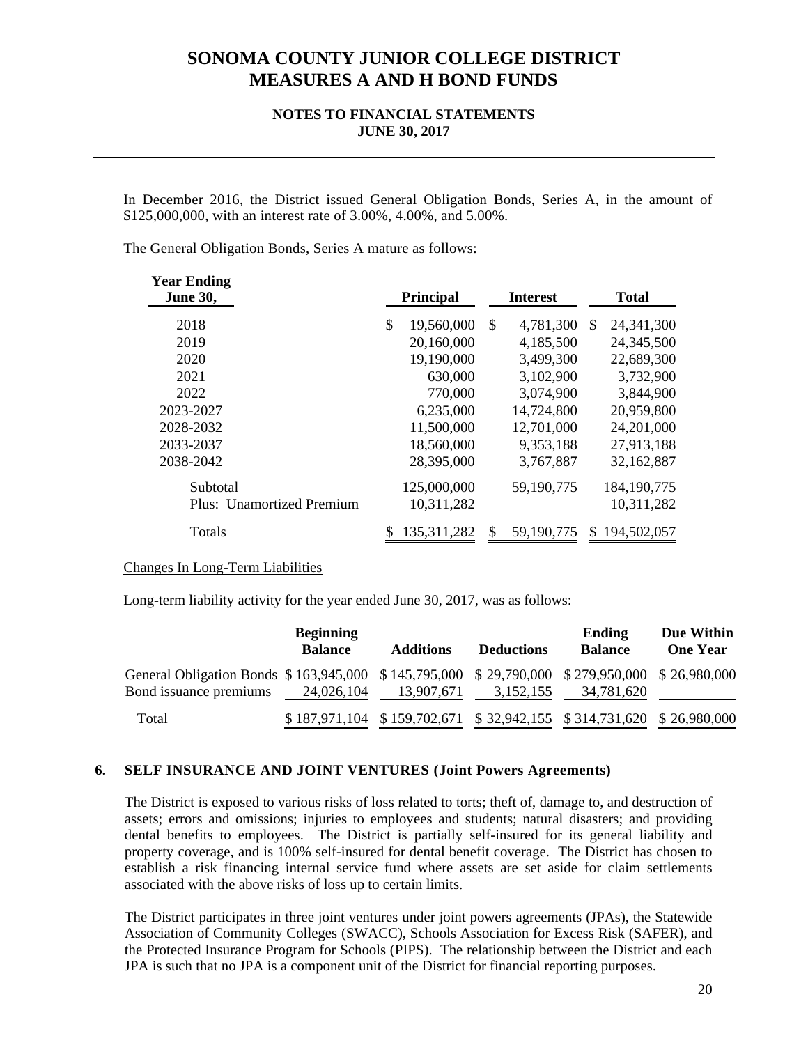# SONOMA COUNTY JUNIOR COLLEGE DISTRICT
# MEASURES A AND H BOND FUNDS

## NOTES TO FINANCIAL STATEMENTS
## JUNE 30, 2017

In December 2016, the District issued General Obligation Bonds, Series A, in the amount of $125,000,000, with an interest rate of 3.00%, 4.00%, and 5.00%.

The General Obligation Bonds, Series A mature as follows:

| Year Ending June 30, | Principal | Interest | Total |
|---|---|---|---|
| 2018 | $ 19,560,000 | $ 4,781,300 | $ 24,341,300 |
| 2019 | 20,160,000 | 4,185,500 | 24,345,500 |
| 2020 | 19,190,000 | 3,499,300 | 22,689,300 |
| 2021 | 630,000 | 3,102,900 | 3,732,900 |
| 2022 | 770,000 | 3,074,900 | 3,844,900 |
| 2023-2027 | 6,235,000 | 14,724,800 | 20,959,800 |
| 2028-2032 | 11,500,000 | 12,701,000 | 24,201,000 |
| 2033-2037 | 18,560,000 | 9,353,188 | 27,913,188 |
| 2038-2042 | 28,395,000 | 3,767,887 | 32,162,887 |
| Subtotal | 125,000,000 | 59,190,775 | 184,190,775 |
| Plus: Unamortized Premium | 10,311,282 | | 10,311,282 |
| Totals | $ 135,311,282 | $ 59,190,775 | $ 194,502,057 |

Changes In Long-Term Liabilities

Long-term liability activity for the year ended June 30, 2017, was as follows:

| | Beginning Balance | Additions | Deductions | Ending Balance | Due Within One Year |
|---|---|---|---|---|---|
| General Obligation Bonds | $ 163,945,000 | $ 145,795,000 | $ 29,790,000 | $ 279,950,000 | $ 26,980,000 |
| Bond issuance premiums | 24,026,104 | 13,907,671 | 3,152,155 | 34,781,620 | |
| Total | $ 187,971,104 | $ 159,702,671 | $ 32,942,155 | $ 314,731,620 | $ 26,980,000 |

## 6. SELF INSURANCE AND JOINT VENTURES (Joint Powers Agreements)

The District is exposed to various risks of loss related to torts; theft of, damage to, and destruction of assets; errors and omissions; injuries to employees and students; natural disasters; and providing dental benefits to employees. The District is partially self-insured for its general liability and property coverage, and is 100% self-insured for dental benefit coverage. The District has chosen to establish a risk financing internal service fund where assets are set aside for claim settlements associated with the above risks of loss up to certain limits.

The District participates in three joint ventures under joint powers agreements (JPAs), the Statewide Association of Community Colleges (SWACC), Schools Association for Excess Risk (SAFER), and the Protected Insurance Program for Schools (PIPS). The relationship between the District and each JPA is such that no JPA is a component unit of the District for financial reporting purposes.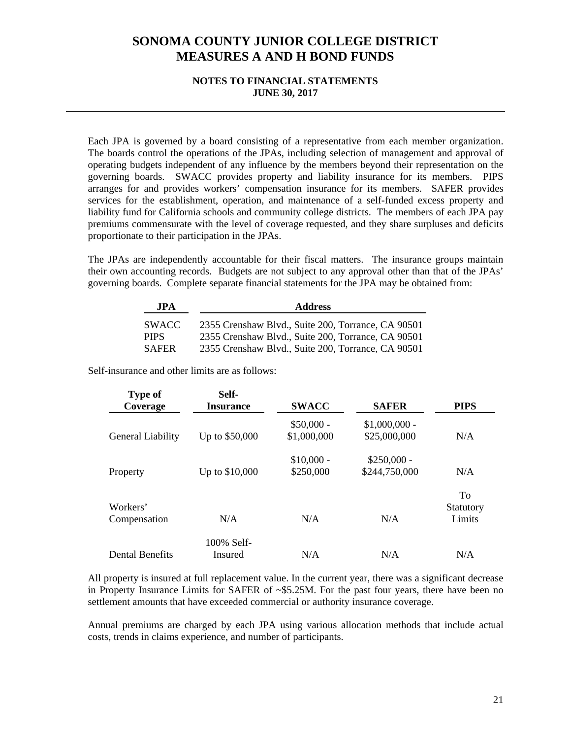Each JPA is governed by a board consisting of a representative from each member organization. The boards control the operations of the JPAs, including selection of management and approval of operating budgets independent of any influence by the members beyond their representation on the governing boards. SWACC provides property and liability insurance for its members. PIPS arranges for and provides workers' compensation insurance for its members. SAFER provides services for the establishment, operation, and maintenance of a self-funded excess property and liability fund for California schools and community college districts. The members of each JPA pay premiums commensurate with the level of coverage requested, and they share surpluses and deficits proportionate to their participation in the JPAs.

The JPAs are independently accountable for their fiscal matters. The insurance groups maintain their own accounting records. Budgets are not subject to any approval other than that of the JPAs' governing boards. Complete separate financial statements for the JPA may be obtained from:

| JPA | Address |
|---|---|
| SWACC | 2355 Crenshaw Blvd., Suite 200, Torrance, CA 90501 |
| PIPS | 2355 Crenshaw Blvd., Suite 200, Torrance, CA 90501 |
| SAFER | 2355 Crenshaw Blvd., Suite 200, Torrance, CA 90501 |

Self-insurance and other limits are as follows:

| Type of Coverage | Self-Insurance | SWACC | SAFER | PIPS |
|---|---|---|---|---|
| General Liability | Up to $50,000 | $50,000 - $1,000,000 | $1,000,000 - $25,000,000 | N/A |
| Property | Up to $10,000 | $10,000 - $250,000 | $250,000 - $244,750,000 | N/A |
| Workers' Compensation | N/A | N/A | N/A | To Statutory Limits |
| Dental Benefits | 100% Self-Insured | N/A | N/A | N/A |

All property is insured at full replacement value. In the current year, there was a significant decrease in Property Insurance Limits for SAFER of ~$5.25M. For the past four years, there have been no settlement amounts that have exceeded commercial or authority insurance coverage.

Annual premiums are charged by each JPA using various allocation methods that include actual costs, trends in claims experience, and number of participants.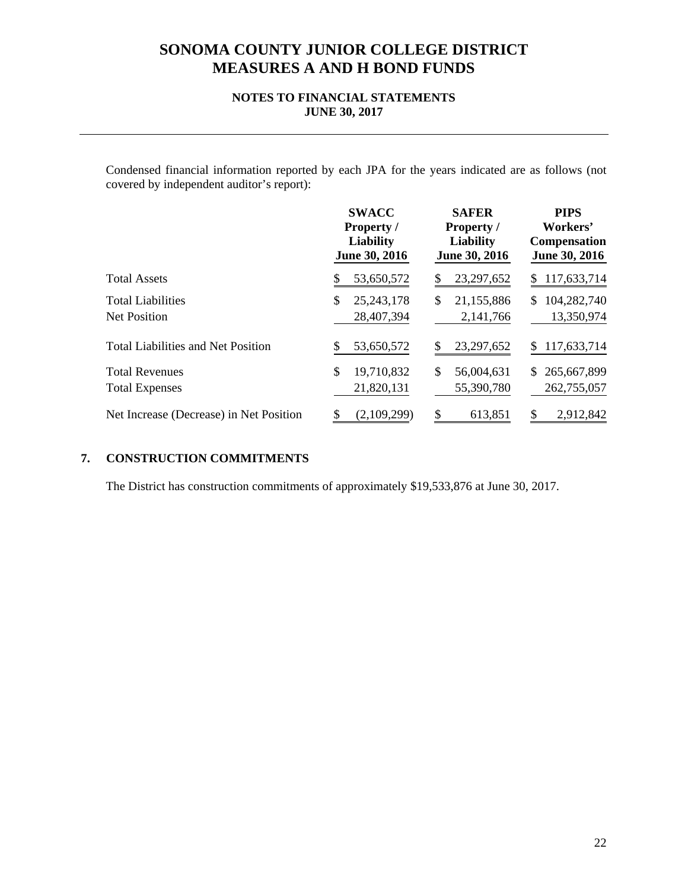# SONOMA COUNTY JUNIOR COLLEGE DISTRICT MEASURES A AND H BOND FUNDS

## NOTES TO FINANCIAL STATEMENTS JUNE 30, 2017

Condensed financial information reported by each JPA for the years indicated are as follows (not covered by independent auditor's report):

| | SWACC Property / Liability June 30, 2016 | SAFER Property / Liability June 30, 2016 | PIPS Workers' Compensation June 30, 2016 |
|---|---|---|---|
| Total Assets | $ 53,650,572 | $ 23,297,652 | $ 117,633,714 |
| Total Liabilities | $ 25,243,178 | $ 21,155,886 | $ 104,282,740 |
| Net Position | 28,407,394 | 2,141,766 | 13,350,974 |
| Total Liabilities and Net Position | $ 53,650,572 | $ 23,297,652 | $ 117,633,714 |
| Total Revenues | $ 19,710,832 | $ 56,004,631 | $ 265,667,899 |
| Total Expenses | 21,820,131 | 55,390,780 | 262,755,057 |
| Net Increase (Decrease) in Net Position | $ (2,109,299) | $ 613,851 | $ 2,912,842 |

### 7. CONSTRUCTION COMMITMENTS

The District has construction commitments of approximately $19,533,876 at June 30, 2017.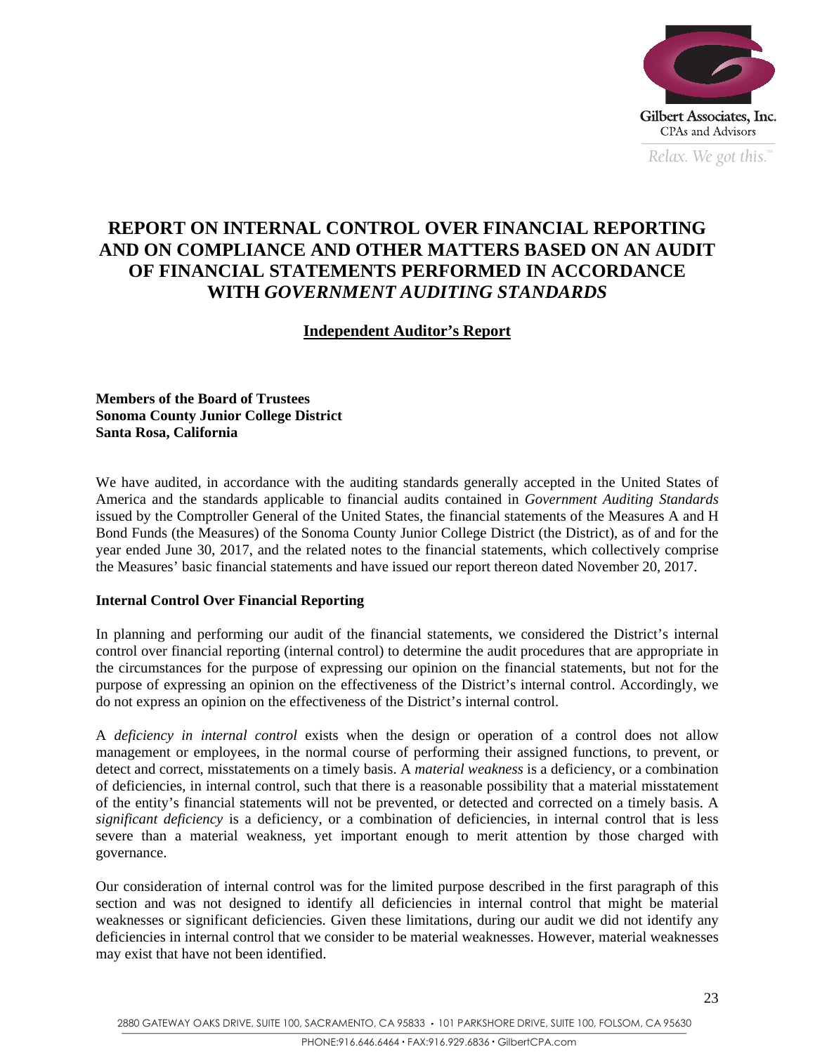Gilbert Associates, Inc.
CPAs and Advisors
*Relax. We got this.*℠

# REPORT ON INTERNAL CONTROL OVER FINANCIAL REPORTING AND ON COMPLIANCE AND OTHER MATTERS BASED ON AN AUDIT OF FINANCIAL STATEMENTS PERFORMED IN ACCORDANCE WITH *GOVERNMENT AUDITING STANDARDS*

## Independent Auditor's Report

**Members of the Board of Trustees**
**Sonoma County Junior College District**
**Santa Rosa, California**

We have audited, in accordance with the auditing standards generally accepted in the United States of America and the standards applicable to financial audits contained in *Government Auditing Standards* issued by the Comptroller General of the United States, the financial statements of the Measures A and H Bond Funds (the Measures) of the Sonoma County Junior College District (the District), as of and for the year ended June 30, 2017, and the related notes to the financial statements, which collectively comprise the Measures' basic financial statements and have issued our report thereon dated November 20, 2017.

**Internal Control Over Financial Reporting**

In planning and performing our audit of the financial statements, we considered the District's internal control over financial reporting (internal control) to determine the audit procedures that are appropriate in the circumstances for the purpose of expressing our opinion on the financial statements, but not for the purpose of expressing an opinion on the effectiveness of the District's internal control. Accordingly, we do not express an opinion on the effectiveness of the District's internal control.

A *deficiency in internal control* exists when the design or operation of a control does not allow management or employees, in the normal course of performing their assigned functions, to prevent, or detect and correct, misstatements on a timely basis. A *material weakness* is a deficiency, or a combination of deficiencies, in internal control, such that there is a reasonable possibility that a material misstatement of the entity's financial statements will not be prevented, or detected and corrected on a timely basis. A *significant deficiency* is a deficiency, or a combination of deficiencies, in internal control that is less severe than a material weakness, yet important enough to merit attention by those charged with governance.

Our consideration of internal control was for the limited purpose described in the first paragraph of this section and was not designed to identify all deficiencies in internal control that might be material weaknesses or significant deficiencies. Given these limitations, during our audit we did not identify any deficiencies in internal control that we consider to be material weaknesses. However, material weaknesses may exist that have not been identified.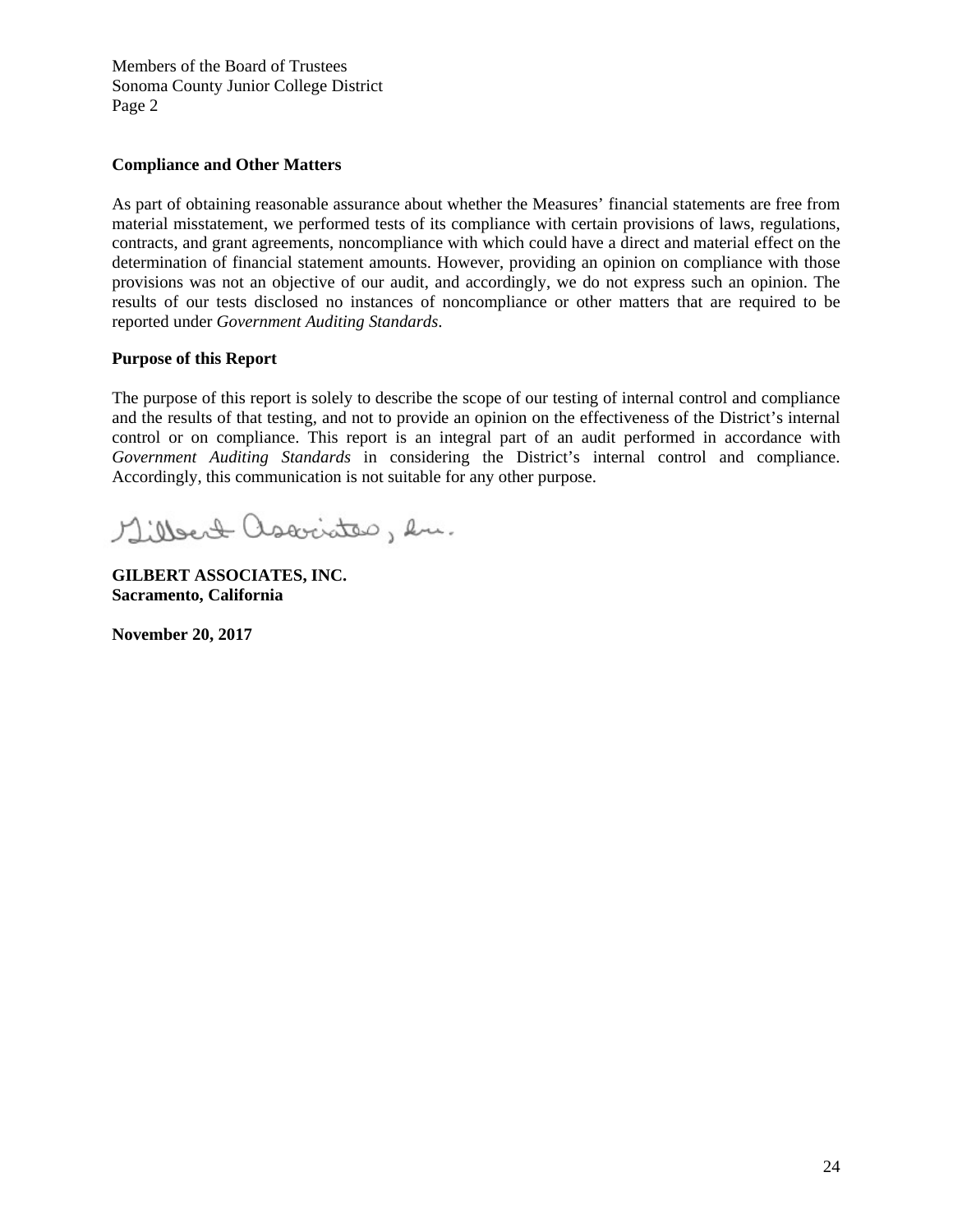Members of the Board of Trustees
Sonoma County Junior College District
Page 2

**Compliance and Other Matters**

As part of obtaining reasonable assurance about whether the Measures' financial statements are free from material misstatement, we performed tests of its compliance with certain provisions of laws, regulations, contracts, and grant agreements, noncompliance with which could have a direct and material effect on the determination of financial statement amounts. However, providing an opinion on compliance with those provisions was not an objective of our audit, and accordingly, we do not express such an opinion. The results of our tests disclosed no instances of noncompliance or other matters that are required to be reported under *Government Auditing Standards*.

**Purpose of this Report**

The purpose of this report is solely to describe the scope of our testing of internal control and compliance and the results of that testing, and not to provide an opinion on the effectiveness of the District's internal control or on compliance. This report is an integral part of an audit performed in accordance with *Government Auditing Standards* in considering the District's internal control and compliance. Accordingly, this communication is not suitable for any other purpose.

Gilbert Associates, Inc.

**GILBERT ASSOCIATES, INC.**
**Sacramento, California**

**November 20, 2017**